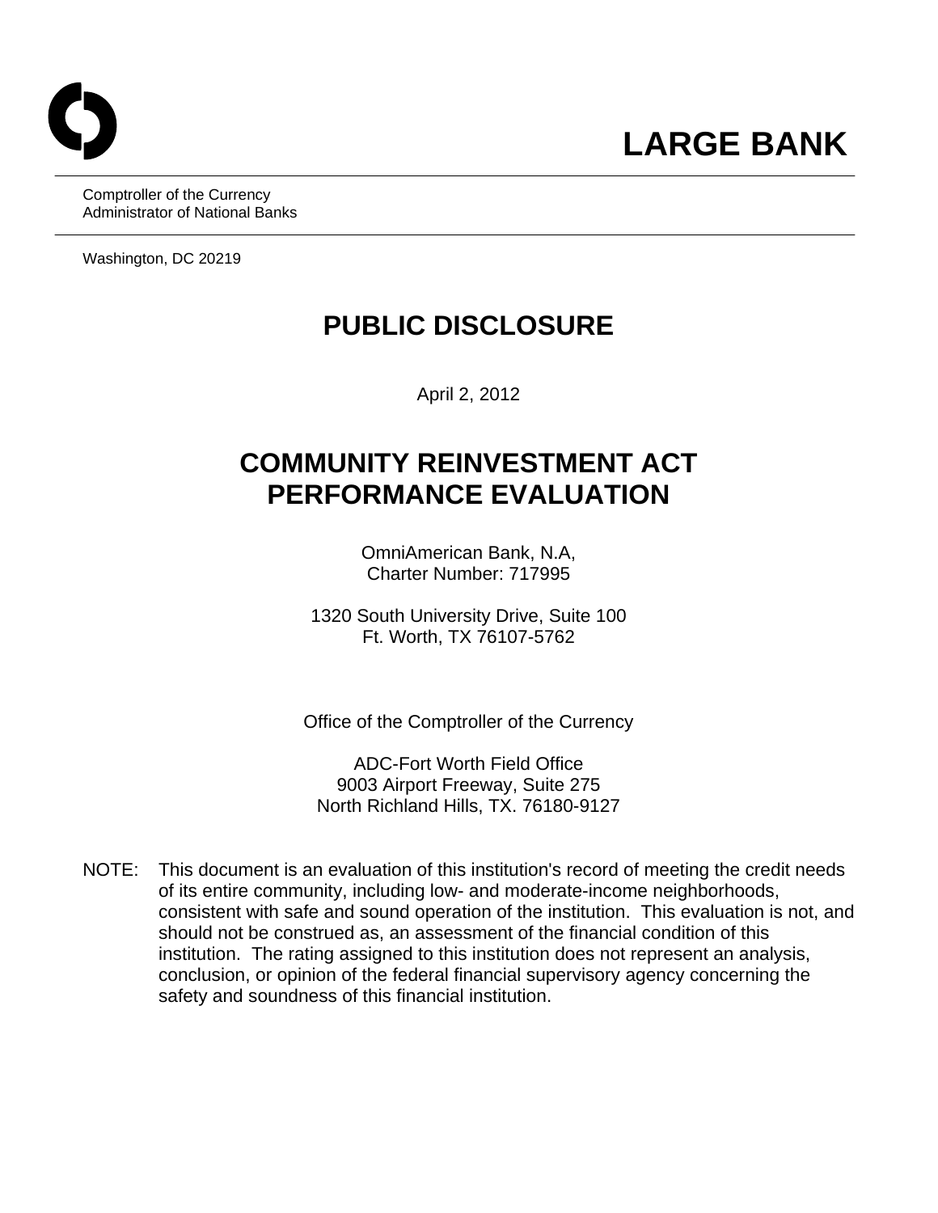**LARGE BANK**

Comptroller of the Currency
Administrator of National Banks

Washington, DC 20219

# PUBLIC DISCLOSURE

April 2, 2012

# COMMUNITY REINVESTMENT ACT PERFORMANCE EVALUATION

OmniAmerican Bank, N.A,
Charter Number: 717995

1320 South University Drive, Suite 100
Ft. Worth, TX 76107-5762

Office of the Comptroller of the Currency

ADC-Fort Worth Field Office
9003 Airport Freeway, Suite 275
North Richland Hills, TX. 76180-9127

NOTE: This document is an evaluation of this institution's record of meeting the credit needs of its entire community, including low- and moderate-income neighborhoods, consistent with safe and sound operation of the institution. This evaluation is not, and should not be construed as, an assessment of the financial condition of this institution. The rating assigned to this institution does not represent an analysis, conclusion, or opinion of the federal financial supervisory agency concerning the safety and soundness of this financial institution.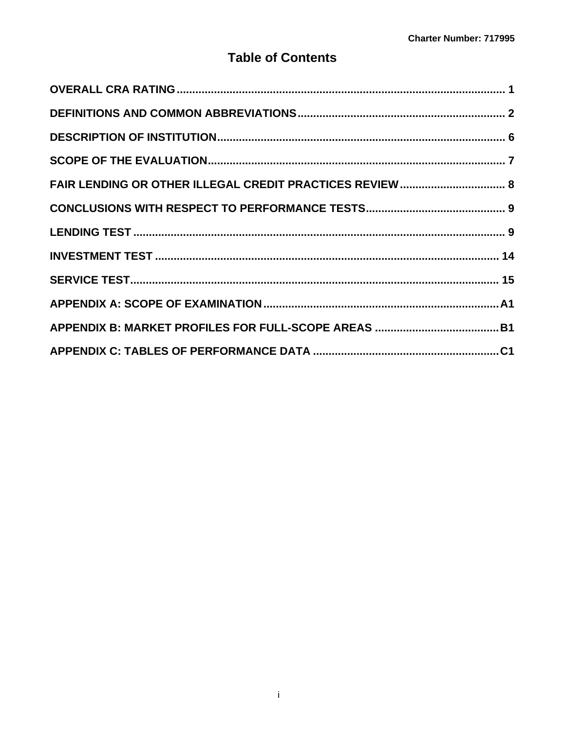# Table of Contents

OVERALL CRA RATING .......... 1

DEFINITIONS AND COMMON ABBREVIATIONS .......... 2

DESCRIPTION OF INSTITUTION .......... 6

SCOPE OF THE EVALUATION .......... 7

FAIR LENDING OR OTHER ILLEGAL CREDIT PRACTICES REVIEW .......... 8

CONCLUSIONS WITH RESPECT TO PERFORMANCE TESTS .......... 9

LENDING TEST .......... 9

INVESTMENT TEST .......... 14

SERVICE TEST .......... 15

APPENDIX A: SCOPE OF EXAMINATION .......... A1

APPENDIX B: MARKET PROFILES FOR FULL-SCOPE AREAS .......... B1

APPENDIX C: TABLES OF PERFORMANCE DATA .......... C1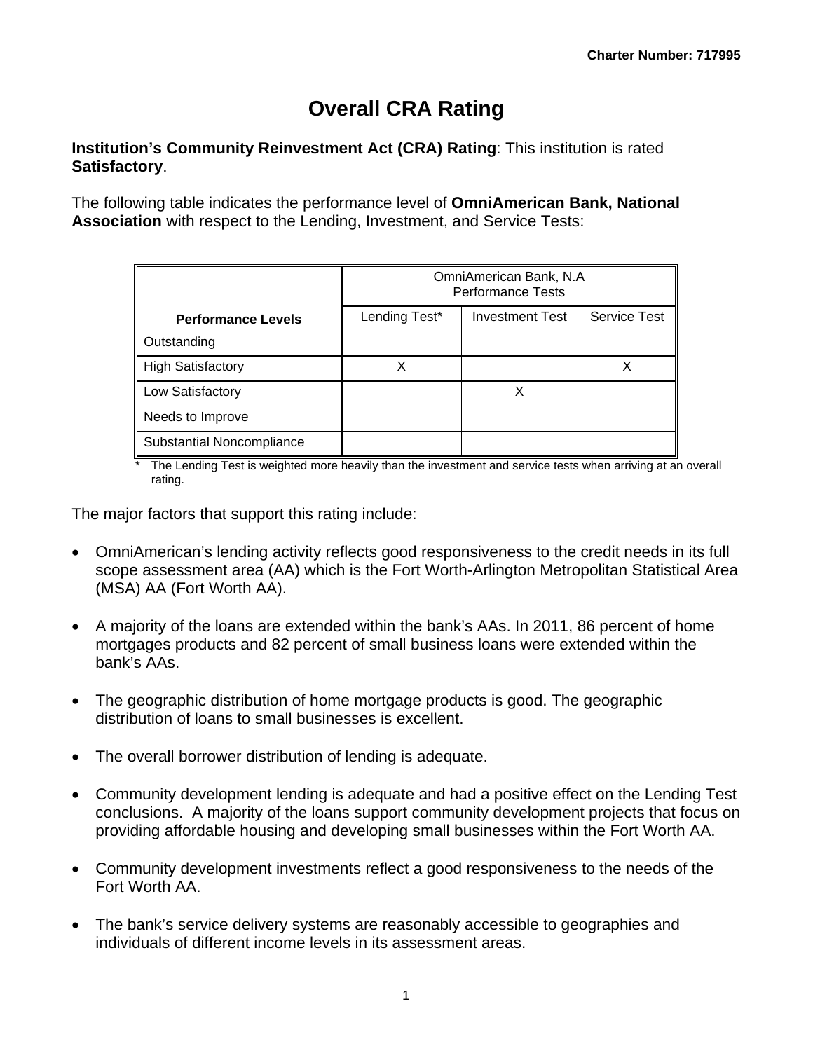# Overall CRA Rating

**Institution's Community Reinvestment Act (CRA) Rating**: This institution is rated **Satisfactory**.

The following table indicates the performance level of **OmniAmerican Bank, National Association** with respect to the Lending, Investment, and Service Tests:

| Performance Levels | OmniAmerican Bank, N.A Performance Tests | | |
|---|---|---|---|
| | Lending Test* | Investment Test | Service Test |
| Outstanding | | | |
| High Satisfactory | X | | X |
| Low Satisfactory | | X | |
| Needs to Improve | | | |
| Substantial Noncompliance | | | |

\* The Lending Test is weighted more heavily than the investment and service tests when arriving at an overall rating.

The major factors that support this rating include:

- OmniAmerican's lending activity reflects good responsiveness to the credit needs in its full scope assessment area (AA) which is the Fort Worth-Arlington Metropolitan Statistical Area (MSA) AA (Fort Worth AA).
- A majority of the loans are extended within the bank's AAs. In 2011, 86 percent of home mortgages products and 82 percent of small business loans were extended within the bank's AAs.
- The geographic distribution of home mortgage products is good. The geographic distribution of loans to small businesses is excellent.
- The overall borrower distribution of lending is adequate.
- Community development lending is adequate and had a positive effect on the Lending Test conclusions. A majority of the loans support community development projects that focus on providing affordable housing and developing small businesses within the Fort Worth AA.
- Community development investments reflect a good responsiveness to the needs of the Fort Worth AA.
- The bank's service delivery systems are reasonably accessible to geographies and individuals of different income levels in its assessment areas.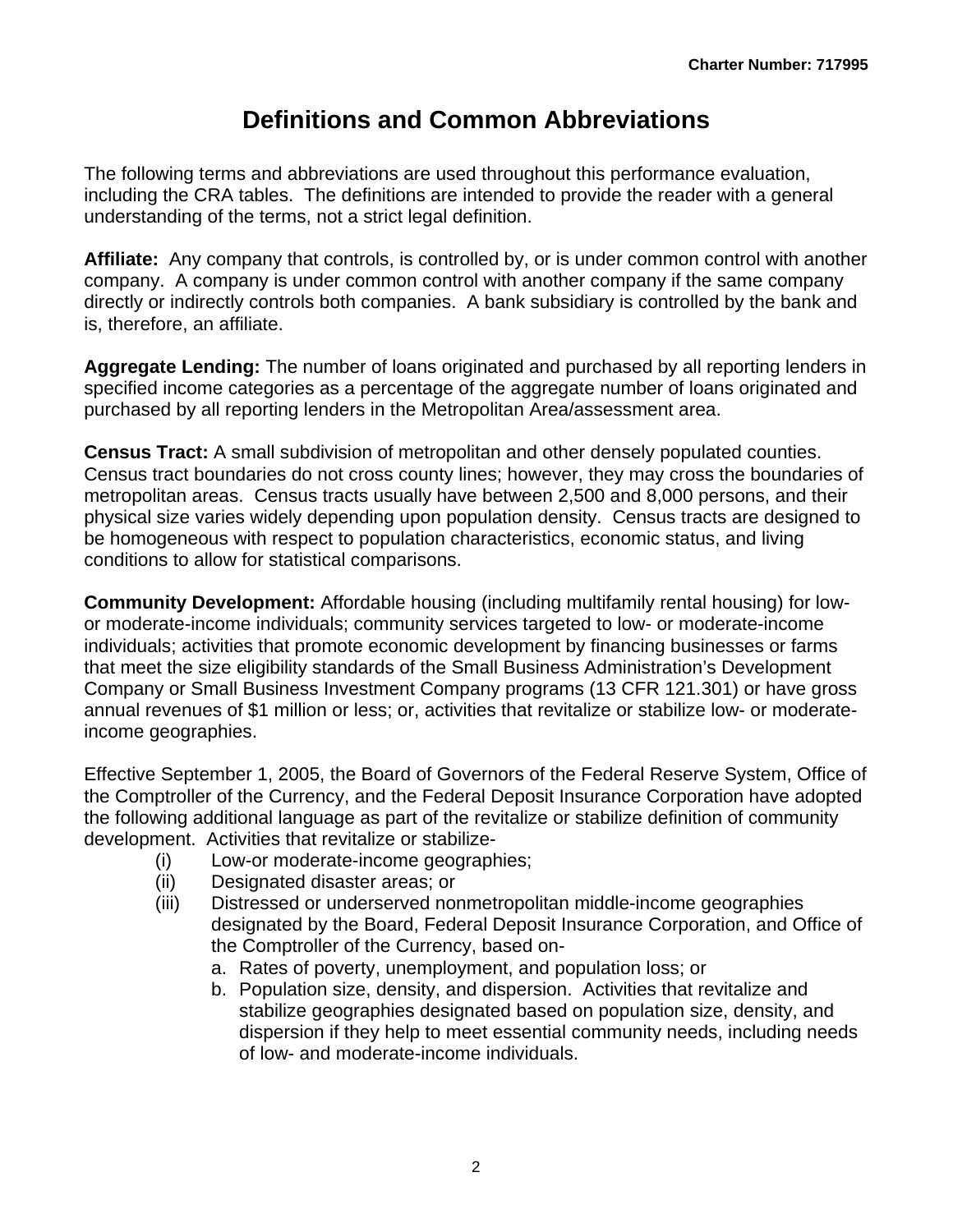# Definitions and Common Abbreviations

The following terms and abbreviations are used throughout this performance evaluation, including the CRA tables. The definitions are intended to provide the reader with a general understanding of the terms, not a strict legal definition.

**Affiliate:** Any company that controls, is controlled by, or is under common control with another company. A company is under common control with another company if the same company directly or indirectly controls both companies. A bank subsidiary is controlled by the bank and is, therefore, an affiliate.

**Aggregate Lending:** The number of loans originated and purchased by all reporting lenders in specified income categories as a percentage of the aggregate number of loans originated and purchased by all reporting lenders in the Metropolitan Area/assessment area.

**Census Tract:** A small subdivision of metropolitan and other densely populated counties. Census tract boundaries do not cross county lines; however, they may cross the boundaries of metropolitan areas. Census tracts usually have between 2,500 and 8,000 persons, and their physical size varies widely depending upon population density. Census tracts are designed to be homogeneous with respect to population characteristics, economic status, and living conditions to allow for statistical comparisons.

**Community Development:** Affordable housing (including multifamily rental housing) for low- or moderate-income individuals; community services targeted to low- or moderate-income individuals; activities that promote economic development by financing businesses or farms that meet the size eligibility standards of the Small Business Administration's Development Company or Small Business Investment Company programs (13 CFR 121.301) or have gross annual revenues of $1 million or less; or, activities that revitalize or stabilize low- or moderate-income geographies.

Effective September 1, 2005, the Board of Governors of the Federal Reserve System, Office of the Comptroller of the Currency, and the Federal Deposit Insurance Corporation have adopted the following additional language as part of the revitalize or stabilize definition of community development. Activities that revitalize or stabilize-

- (i) Low-or moderate-income geographies;
- (ii) Designated disaster areas; or
- (iii) Distressed or underserved nonmetropolitan middle-income geographies designated by the Board, Federal Deposit Insurance Corporation, and Office of the Comptroller of the Currency, based on-
  - a. Rates of poverty, unemployment, and population loss; or
  - b. Population size, density, and dispersion. Activities that revitalize and stabilize geographies designated based on population size, density, and dispersion if they help to meet essential community needs, including needs of low- and moderate-income individuals.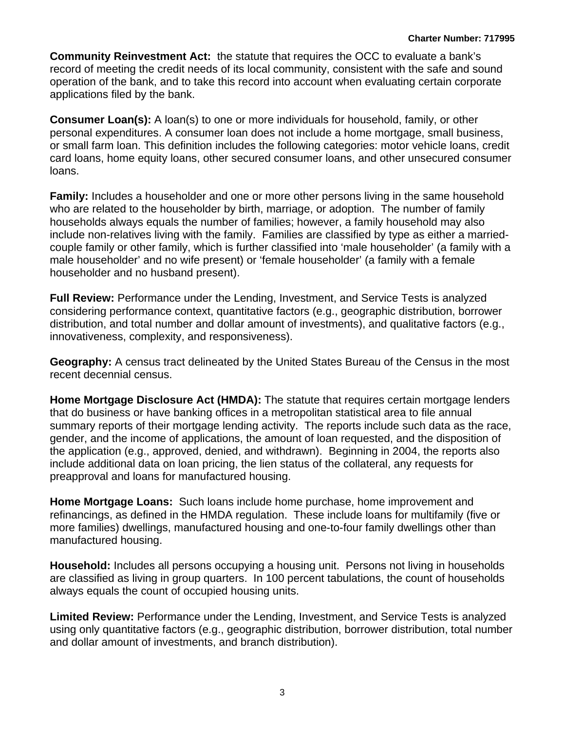**Community Reinvestment Act:** the statute that requires the OCC to evaluate a bank's record of meeting the credit needs of its local community, consistent with the safe and sound operation of the bank, and to take this record into account when evaluating certain corporate applications filed by the bank.

**Consumer Loan(s):** A loan(s) to one or more individuals for household, family, or other personal expenditures. A consumer loan does not include a home mortgage, small business, or small farm loan. This definition includes the following categories: motor vehicle loans, credit card loans, home equity loans, other secured consumer loans, and other unsecured consumer loans.

**Family:** Includes a householder and one or more other persons living in the same household who are related to the householder by birth, marriage, or adoption. The number of family households always equals the number of families; however, a family household may also include non-relatives living with the family. Families are classified by type as either a married-couple family or other family, which is further classified into 'male householder' (a family with a male householder' and no wife present) or 'female householder' (a family with a female householder and no husband present).

**Full Review:** Performance under the Lending, Investment, and Service Tests is analyzed considering performance context, quantitative factors (e.g., geographic distribution, borrower distribution, and total number and dollar amount of investments), and qualitative factors (e.g., innovativeness, complexity, and responsiveness).

**Geography:** A census tract delineated by the United States Bureau of the Census in the most recent decennial census.

**Home Mortgage Disclosure Act (HMDA):** The statute that requires certain mortgage lenders that do business or have banking offices in a metropolitan statistical area to file annual summary reports of their mortgage lending activity. The reports include such data as the race, gender, and the income of applications, the amount of loan requested, and the disposition of the application (e.g., approved, denied, and withdrawn). Beginning in 2004, the reports also include additional data on loan pricing, the lien status of the collateral, any requests for preapproval and loans for manufactured housing.

**Home Mortgage Loans:** Such loans include home purchase, home improvement and refinancings, as defined in the HMDA regulation. These include loans for multifamily (five or more families) dwellings, manufactured housing and one-to-four family dwellings other than manufactured housing.

**Household:** Includes all persons occupying a housing unit. Persons not living in households are classified as living in group quarters. In 100 percent tabulations, the count of households always equals the count of occupied housing units.

**Limited Review:** Performance under the Lending, Investment, and Service Tests is analyzed using only quantitative factors (e.g., geographic distribution, borrower distribution, total number and dollar amount of investments, and branch distribution).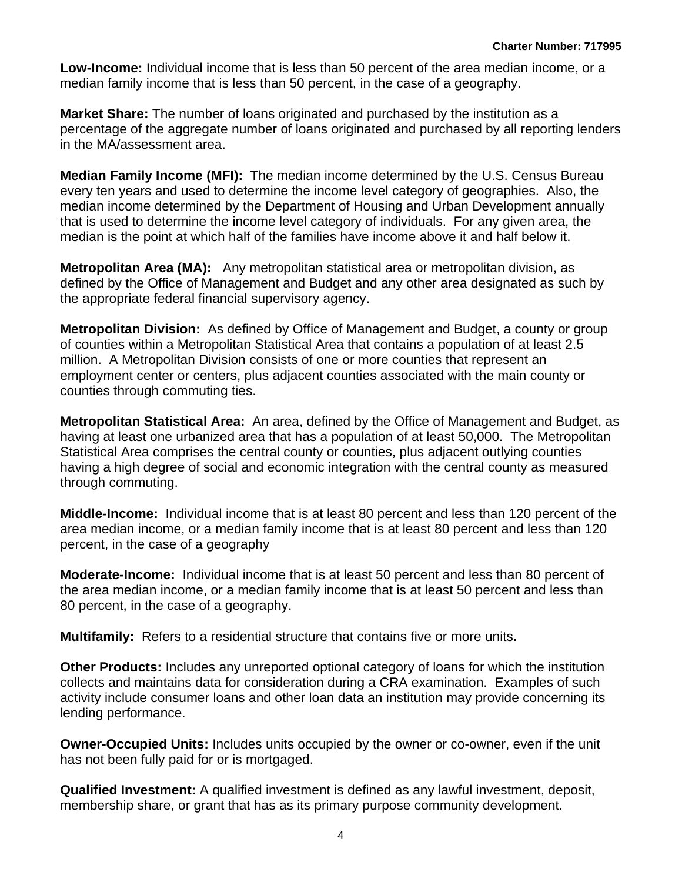**Low-Income:** Individual income that is less than 50 percent of the area median income, or a median family income that is less than 50 percent, in the case of a geography.

**Market Share:** The number of loans originated and purchased by the institution as a percentage of the aggregate number of loans originated and purchased by all reporting lenders in the MA/assessment area.

**Median Family Income (MFI):** The median income determined by the U.S. Census Bureau every ten years and used to determine the income level category of geographies. Also, the median income determined by the Department of Housing and Urban Development annually that is used to determine the income level category of individuals. For any given area, the median is the point at which half of the families have income above it and half below it.

**Metropolitan Area (MA):** Any metropolitan statistical area or metropolitan division, as defined by the Office of Management and Budget and any other area designated as such by the appropriate federal financial supervisory agency.

**Metropolitan Division:** As defined by Office of Management and Budget, a county or group of counties within a Metropolitan Statistical Area that contains a population of at least 2.5 million. A Metropolitan Division consists of one or more counties that represent an employment center or centers, plus adjacent counties associated with the main county or counties through commuting ties.

**Metropolitan Statistical Area:** An area, defined by the Office of Management and Budget, as having at least one urbanized area that has a population of at least 50,000. The Metropolitan Statistical Area comprises the central county or counties, plus adjacent outlying counties having a high degree of social and economic integration with the central county as measured through commuting.

**Middle-Income:** Individual income that is at least 80 percent and less than 120 percent of the area median income, or a median family income that is at least 80 percent and less than 120 percent, in the case of a geography

**Moderate-Income:** Individual income that is at least 50 percent and less than 80 percent of the area median income, or a median family income that is at least 50 percent and less than 80 percent, in the case of a geography.

**Multifamily:** Refers to a residential structure that contains five or more units**.**

**Other Products:** Includes any unreported optional category of loans for which the institution collects and maintains data for consideration during a CRA examination. Examples of such activity include consumer loans and other loan data an institution may provide concerning its lending performance.

**Owner-Occupied Units:** Includes units occupied by the owner or co-owner, even if the unit has not been fully paid for or is mortgaged.

**Qualified Investment:** A qualified investment is defined as any lawful investment, deposit, membership share, or grant that has as its primary purpose community development.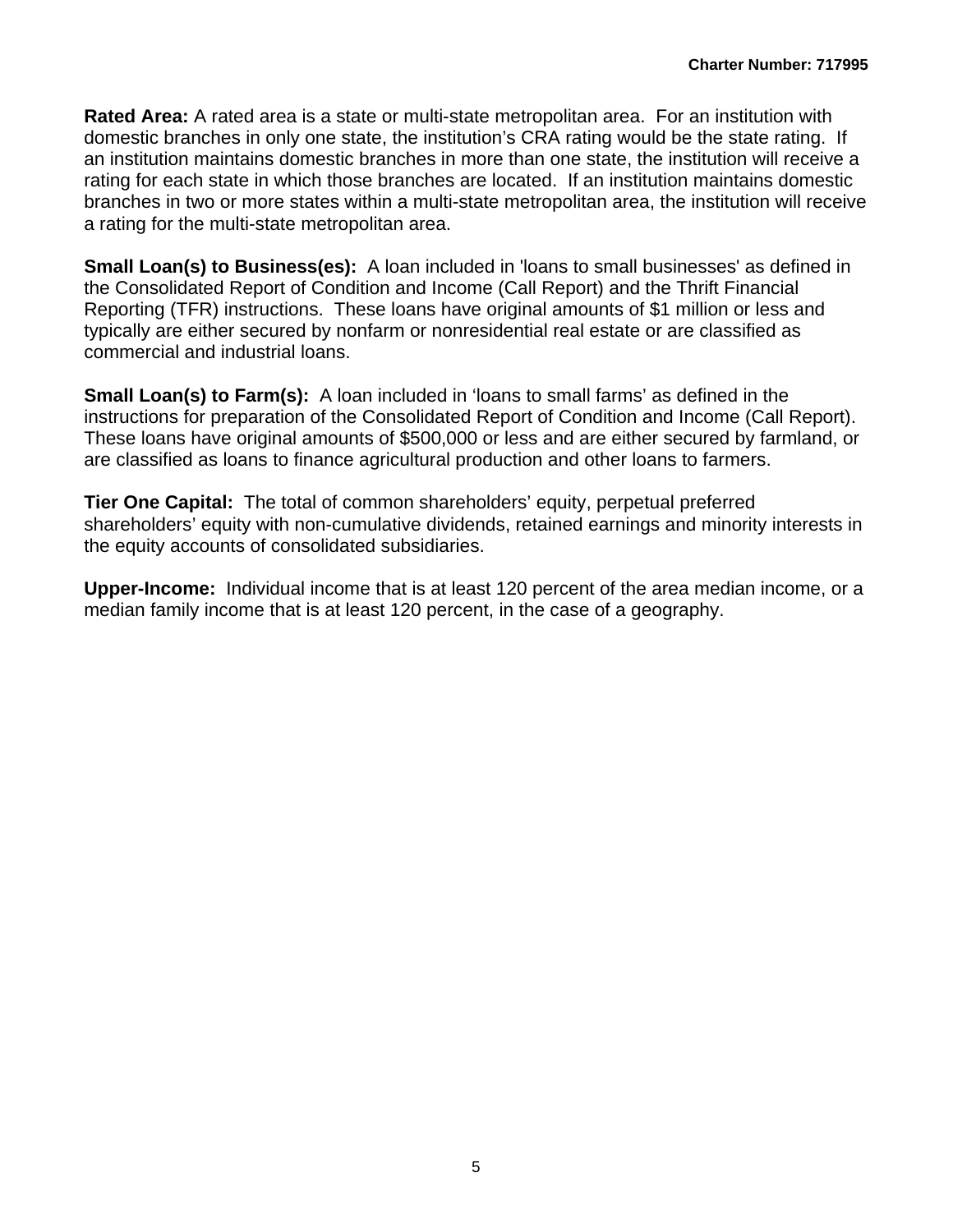**Rated Area:** A rated area is a state or multi-state metropolitan area. For an institution with domestic branches in only one state, the institution's CRA rating would be the state rating. If an institution maintains domestic branches in more than one state, the institution will receive a rating for each state in which those branches are located. If an institution maintains domestic branches in two or more states within a multi-state metropolitan area, the institution will receive a rating for the multi-state metropolitan area.

**Small Loan(s) to Business(es):** A loan included in 'loans to small businesses' as defined in the Consolidated Report of Condition and Income (Call Report) and the Thrift Financial Reporting (TFR) instructions. These loans have original amounts of $1 million or less and typically are either secured by nonfarm or nonresidential real estate or are classified as commercial and industrial loans.

**Small Loan(s) to Farm(s):** A loan included in 'loans to small farms' as defined in the instructions for preparation of the Consolidated Report of Condition and Income (Call Report). These loans have original amounts of $500,000 or less and are either secured by farmland, or are classified as loans to finance agricultural production and other loans to farmers.

**Tier One Capital:** The total of common shareholders' equity, perpetual preferred shareholders' equity with non-cumulative dividends, retained earnings and minority interests in the equity accounts of consolidated subsidiaries.

**Upper-Income:** Individual income that is at least 120 percent of the area median income, or a median family income that is at least 120 percent, in the case of a geography.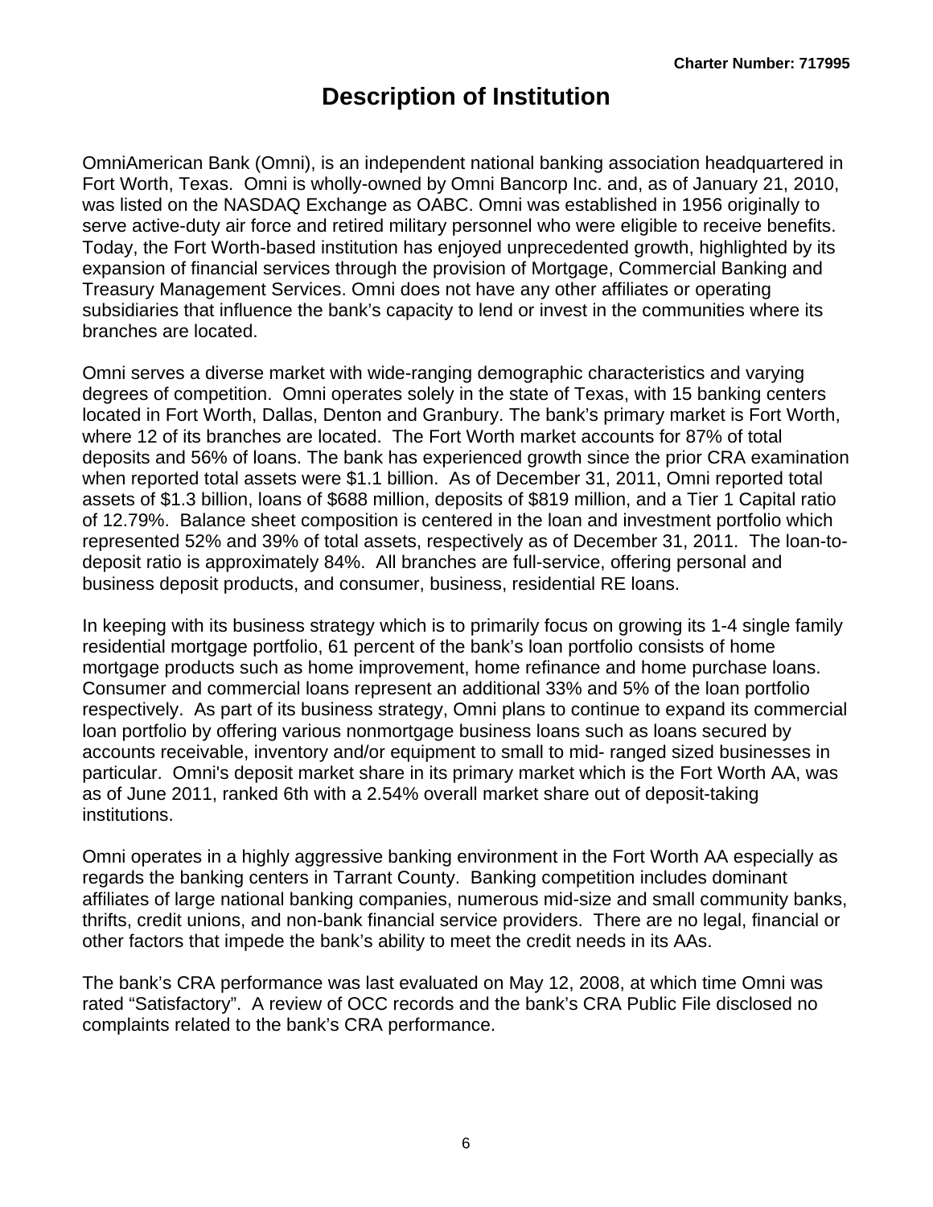# Description of Institution

OmniAmerican Bank (Omni), is an independent national banking association headquartered in Fort Worth, Texas. Omni is wholly-owned by Omni Bancorp Inc. and, as of January 21, 2010, was listed on the NASDAQ Exchange as OABC. Omni was established in 1956 originally to serve active-duty air force and retired military personnel who were eligible to receive benefits. Today, the Fort Worth-based institution has enjoyed unprecedented growth, highlighted by its expansion of financial services through the provision of Mortgage, Commercial Banking and Treasury Management Services. Omni does not have any other affiliates or operating subsidiaries that influence the bank's capacity to lend or invest in the communities where its branches are located.

Omni serves a diverse market with wide-ranging demographic characteristics and varying degrees of competition. Omni operates solely in the state of Texas, with 15 banking centers located in Fort Worth, Dallas, Denton and Granbury. The bank's primary market is Fort Worth, where 12 of its branches are located. The Fort Worth market accounts for 87% of total deposits and 56% of loans. The bank has experienced growth since the prior CRA examination when reported total assets were $1.1 billion. As of December 31, 2011, Omni reported total assets of $1.3 billion, loans of $688 million, deposits of $819 million, and a Tier 1 Capital ratio of 12.79%. Balance sheet composition is centered in the loan and investment portfolio which represented 52% and 39% of total assets, respectively as of December 31, 2011. The loan-to-deposit ratio is approximately 84%. All branches are full-service, offering personal and business deposit products, and consumer, business, residential RE loans.

In keeping with its business strategy which is to primarily focus on growing its 1-4 single family residential mortgage portfolio, 61 percent of the bank's loan portfolio consists of home mortgage products such as home improvement, home refinance and home purchase loans. Consumer and commercial loans represent an additional 33% and 5% of the loan portfolio respectively. As part of its business strategy, Omni plans to continue to expand its commercial loan portfolio by offering various nonmortgage business loans such as loans secured by accounts receivable, inventory and/or equipment to small to mid- ranged sized businesses in particular. Omni's deposit market share in its primary market which is the Fort Worth AA, was as of June 2011, ranked 6th with a 2.54% overall market share out of deposit-taking institutions.

Omni operates in a highly aggressive banking environment in the Fort Worth AA especially as regards the banking centers in Tarrant County. Banking competition includes dominant affiliates of large national banking companies, numerous mid-size and small community banks, thrifts, credit unions, and non-bank financial service providers. There are no legal, financial or other factors that impede the bank's ability to meet the credit needs in its AAs.

The bank's CRA performance was last evaluated on May 12, 2008, at which time Omni was rated "Satisfactory". A review of OCC records and the bank's CRA Public File disclosed no complaints related to the bank's CRA performance.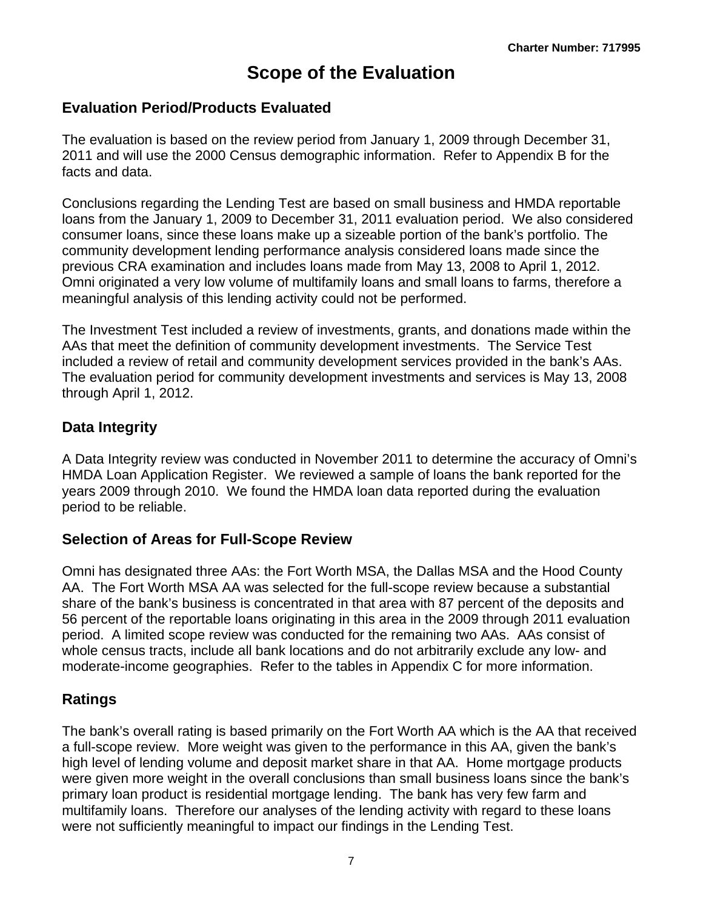# Scope of the Evaluation

## Evaluation Period/Products Evaluated

The evaluation is based on the review period from January 1, 2009 through December 31, 2011 and will use the 2000 Census demographic information. Refer to Appendix B for the facts and data.

Conclusions regarding the Lending Test are based on small business and HMDA reportable loans from the January 1, 2009 to December 31, 2011 evaluation period. We also considered consumer loans, since these loans make up a sizeable portion of the bank's portfolio. The community development lending performance analysis considered loans made since the previous CRA examination and includes loans made from May 13, 2008 to April 1, 2012. Omni originated a very low volume of multifamily loans and small loans to farms, therefore a meaningful analysis of this lending activity could not be performed.

The Investment Test included a review of investments, grants, and donations made within the AAs that meet the definition of community development investments. The Service Test included a review of retail and community development services provided in the bank's AAs. The evaluation period for community development investments and services is May 13, 2008 through April 1, 2012.

## Data Integrity

A Data Integrity review was conducted in November 2011 to determine the accuracy of Omni's HMDA Loan Application Register. We reviewed a sample of loans the bank reported for the years 2009 through 2010. We found the HMDA loan data reported during the evaluation period to be reliable.

## Selection of Areas for Full-Scope Review

Omni has designated three AAs: the Fort Worth MSA, the Dallas MSA and the Hood County AA. The Fort Worth MSA AA was selected for the full-scope review because a substantial share of the bank's business is concentrated in that area with 87 percent of the deposits and 56 percent of the reportable loans originating in this area in the 2009 through 2011 evaluation period. A limited scope review was conducted for the remaining two AAs. AAs consist of whole census tracts, include all bank locations and do not arbitrarily exclude any low- and moderate-income geographies. Refer to the tables in Appendix C for more information.

## Ratings

The bank's overall rating is based primarily on the Fort Worth AA which is the AA that received a full-scope review. More weight was given to the performance in this AA, given the bank's high level of lending volume and deposit market share in that AA. Home mortgage products were given more weight in the overall conclusions than small business loans since the bank's primary loan product is residential mortgage lending. The bank has very few farm and multifamily loans. Therefore our analyses of the lending activity with regard to these loans were not sufficiently meaningful to impact our findings in the Lending Test.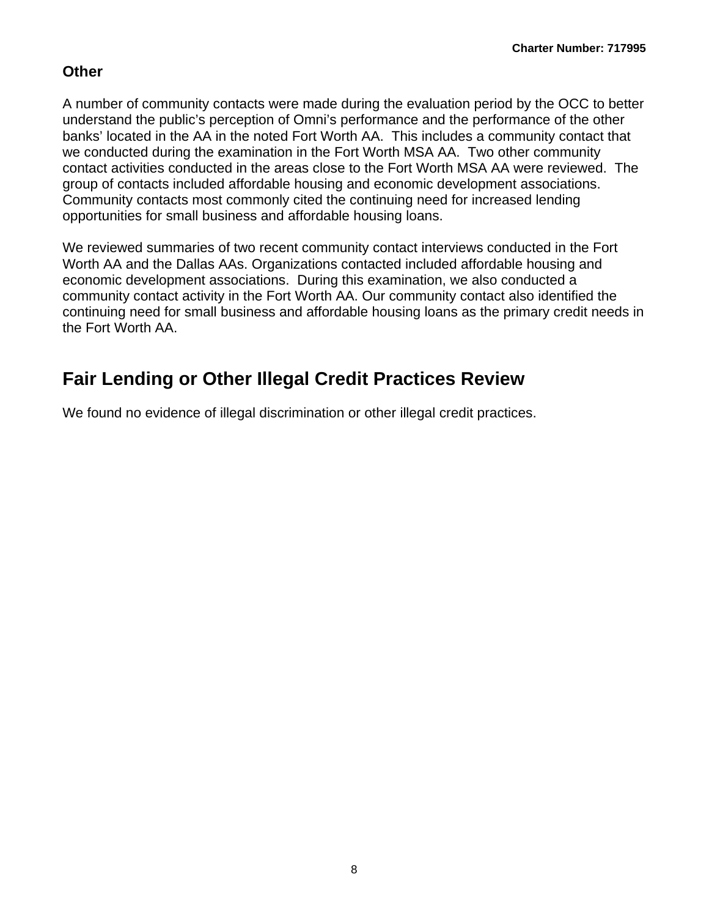### Other

A number of community contacts were made during the evaluation period by the OCC to better understand the public's perception of Omni's performance and the performance of the other banks' located in the AA in the noted Fort Worth AA. This includes a community contact that we conducted during the examination in the Fort Worth MSA AA. Two other community contact activities conducted in the areas close to the Fort Worth MSA AA were reviewed. The group of contacts included affordable housing and economic development associations. Community contacts most commonly cited the continuing need for increased lending opportunities for small business and affordable housing loans.

We reviewed summaries of two recent community contact interviews conducted in the Fort Worth AA and the Dallas AAs. Organizations contacted included affordable housing and economic development associations. During this examination, we also conducted a community contact activity in the Fort Worth AA. Our community contact also identified the continuing need for small business and affordable housing loans as the primary credit needs in the Fort Worth AA.

## Fair Lending or Other Illegal Credit Practices Review

We found no evidence of illegal discrimination or other illegal credit practices.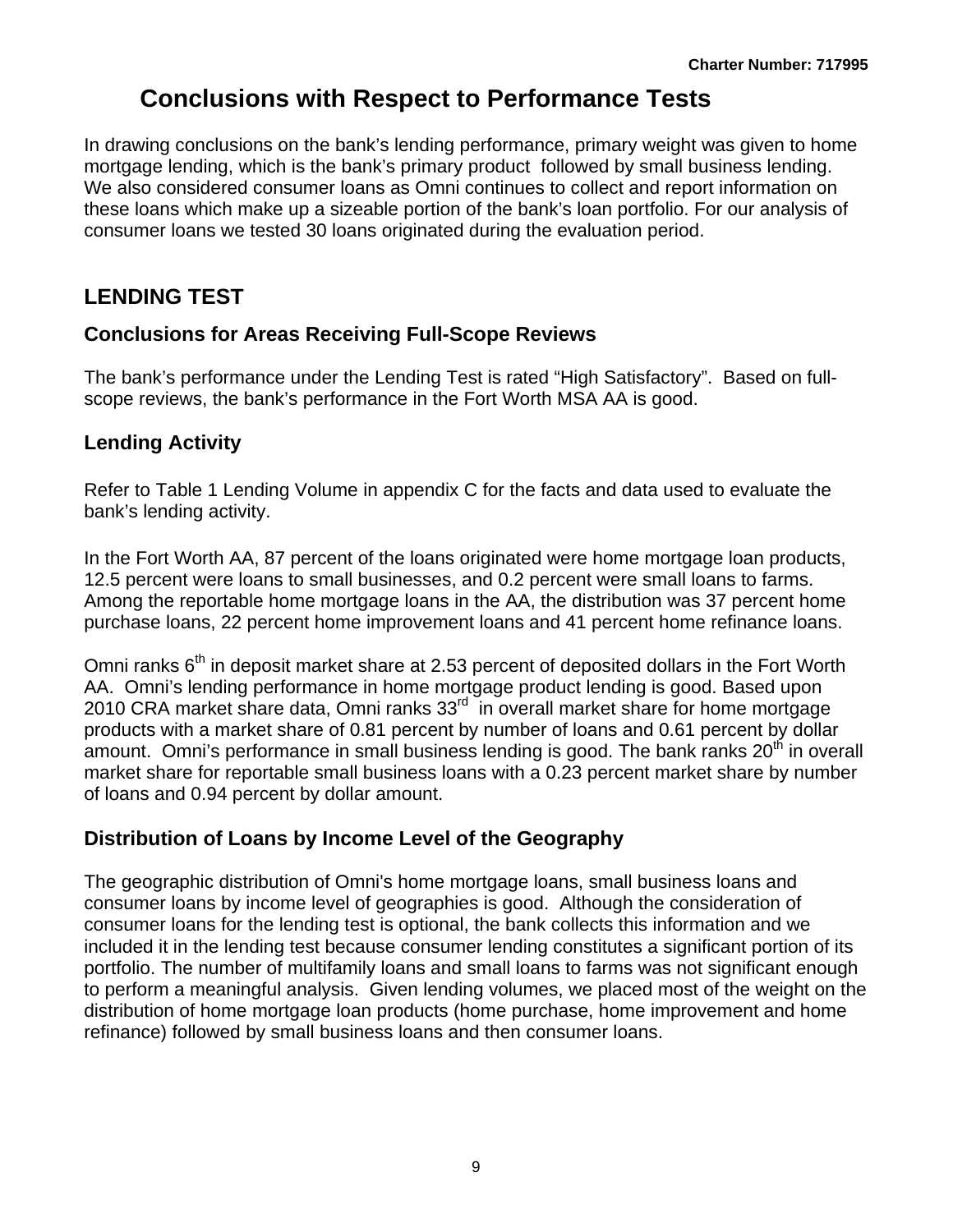# Conclusions with Respect to Performance Tests

In drawing conclusions on the bank's lending performance, primary weight was given to home mortgage lending, which is the bank's primary product followed by small business lending. We also considered consumer loans as Omni continues to collect and report information on these loans which make up a sizeable portion of the bank's loan portfolio. For our analysis of consumer loans we tested 30 loans originated during the evaluation period.

## LENDING TEST

### Conclusions for Areas Receiving Full-Scope Reviews

The bank's performance under the Lending Test is rated "High Satisfactory". Based on full-scope reviews, the bank's performance in the Fort Worth MSA AA is good.

### Lending Activity

Refer to Table 1 Lending Volume in appendix C for the facts and data used to evaluate the bank's lending activity.

In the Fort Worth AA, 87 percent of the loans originated were home mortgage loan products, 12.5 percent were loans to small businesses, and 0.2 percent were small loans to farms. Among the reportable home mortgage loans in the AA, the distribution was 37 percent home purchase loans, 22 percent home improvement loans and 41 percent home refinance loans.

Omni ranks 6th in deposit market share at 2.53 percent of deposited dollars in the Fort Worth AA. Omni's lending performance in home mortgage product lending is good. Based upon 2010 CRA market share data, Omni ranks 33rd in overall market share for home mortgage products with a market share of 0.81 percent by number of loans and 0.61 percent by dollar amount. Omni's performance in small business lending is good. The bank ranks 20th in overall market share for reportable small business loans with a 0.23 percent market share by number of loans and 0.94 percent by dollar amount.

### Distribution of Loans by Income Level of the Geography

The geographic distribution of Omni's home mortgage loans, small business loans and consumer loans by income level of geographies is good. Although the consideration of consumer loans for the lending test is optional, the bank collects this information and we included it in the lending test because consumer lending constitutes a significant portion of its portfolio. The number of multifamily loans and small loans to farms was not significant enough to perform a meaningful analysis. Given lending volumes, we placed most of the weight on the distribution of home mortgage loan products (home purchase, home improvement and home refinance) followed by small business loans and then consumer loans.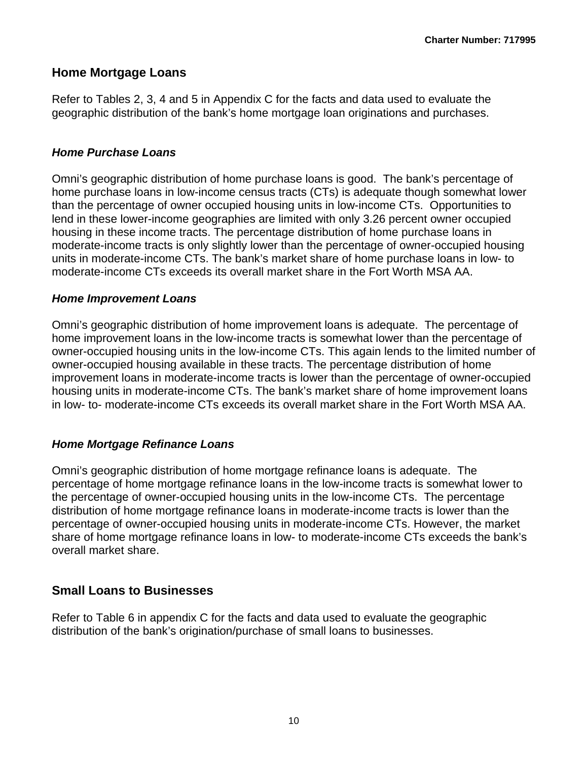## Home Mortgage Loans

Refer to Tables 2, 3, 4 and 5 in Appendix C for the facts and data used to evaluate the geographic distribution of the bank's home mortgage loan originations and purchases.

### *Home Purchase Loans*

Omni's geographic distribution of home purchase loans is good. The bank's percentage of home purchase loans in low-income census tracts (CTs) is adequate though somewhat lower than the percentage of owner occupied housing units in low-income CTs. Opportunities to lend in these lower-income geographies are limited with only 3.26 percent owner occupied housing in these income tracts. The percentage distribution of home purchase loans in moderate-income tracts is only slightly lower than the percentage of owner-occupied housing units in moderate-income CTs. The bank's market share of home purchase loans in low- to moderate-income CTs exceeds its overall market share in the Fort Worth MSA AA.

### *Home Improvement Loans*

Omni's geographic distribution of home improvement loans is adequate. The percentage of home improvement loans in the low-income tracts is somewhat lower than the percentage of owner-occupied housing units in the low-income CTs. This again lends to the limited number of owner-occupied housing available in these tracts. The percentage distribution of home improvement loans in moderate-income tracts is lower than the percentage of owner-occupied housing units in moderate-income CTs. The bank's market share of home improvement loans in low- to- moderate-income CTs exceeds its overall market share in the Fort Worth MSA AA.

### *Home Mortgage Refinance Loans*

Omni's geographic distribution of home mortgage refinance loans is adequate. The percentage of home mortgage refinance loans in the low-income tracts is somewhat lower to the percentage of owner-occupied housing units in the low-income CTs. The percentage distribution of home mortgage refinance loans in moderate-income tracts is lower than the percentage of owner-occupied housing units in moderate-income CTs. However, the market share of home mortgage refinance loans in low- to moderate-income CTs exceeds the bank's overall market share.

## Small Loans to Businesses

Refer to Table 6 in appendix C for the facts and data used to evaluate the geographic distribution of the bank's origination/purchase of small loans to businesses.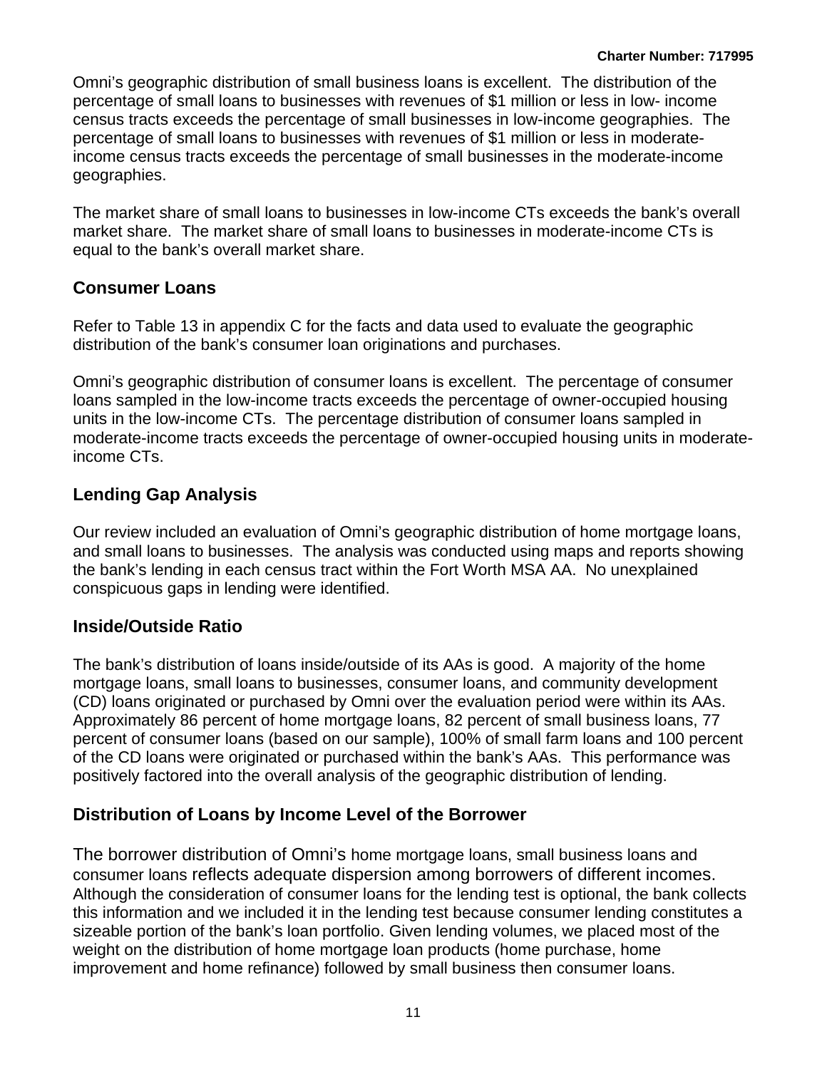Omni's geographic distribution of small business loans is excellent. The distribution of the percentage of small loans to businesses with revenues of $1 million or less in low- income census tracts exceeds the percentage of small businesses in low-income geographies. The percentage of small loans to businesses with revenues of $1 million or less in moderate-income census tracts exceeds the percentage of small businesses in the moderate-income geographies.

The market share of small loans to businesses in low-income CTs exceeds the bank's overall market share. The market share of small loans to businesses in moderate-income CTs is equal to the bank's overall market share.

## Consumer Loans

Refer to Table 13 in appendix C for the facts and data used to evaluate the geographic distribution of the bank's consumer loan originations and purchases.

Omni's geographic distribution of consumer loans is excellent. The percentage of consumer loans sampled in the low-income tracts exceeds the percentage of owner-occupied housing units in the low-income CTs. The percentage distribution of consumer loans sampled in moderate-income tracts exceeds the percentage of owner-occupied housing units in moderate-income CTs.

## Lending Gap Analysis

Our review included an evaluation of Omni's geographic distribution of home mortgage loans, and small loans to businesses. The analysis was conducted using maps and reports showing the bank's lending in each census tract within the Fort Worth MSA AA. No unexplained conspicuous gaps in lending were identified.

## Inside/Outside Ratio

The bank's distribution of loans inside/outside of its AAs is good. A majority of the home mortgage loans, small loans to businesses, consumer loans, and community development (CD) loans originated or purchased by Omni over the evaluation period were within its AAs. Approximately 86 percent of home mortgage loans, 82 percent of small business loans, 77 percent of consumer loans (based on our sample), 100% of small farm loans and 100 percent of the CD loans were originated or purchased within the bank's AAs. This performance was positively factored into the overall analysis of the geographic distribution of lending.

## Distribution of Loans by Income Level of the Borrower

The borrower distribution of Omni's home mortgage loans, small business loans and consumer loans reflects adequate dispersion among borrowers of different incomes. Although the consideration of consumer loans for the lending test is optional, the bank collects this information and we included it in the lending test because consumer lending constitutes a sizeable portion of the bank's loan portfolio. Given lending volumes, we placed most of the weight on the distribution of home mortgage loan products (home purchase, home improvement and home refinance) followed by small business then consumer loans.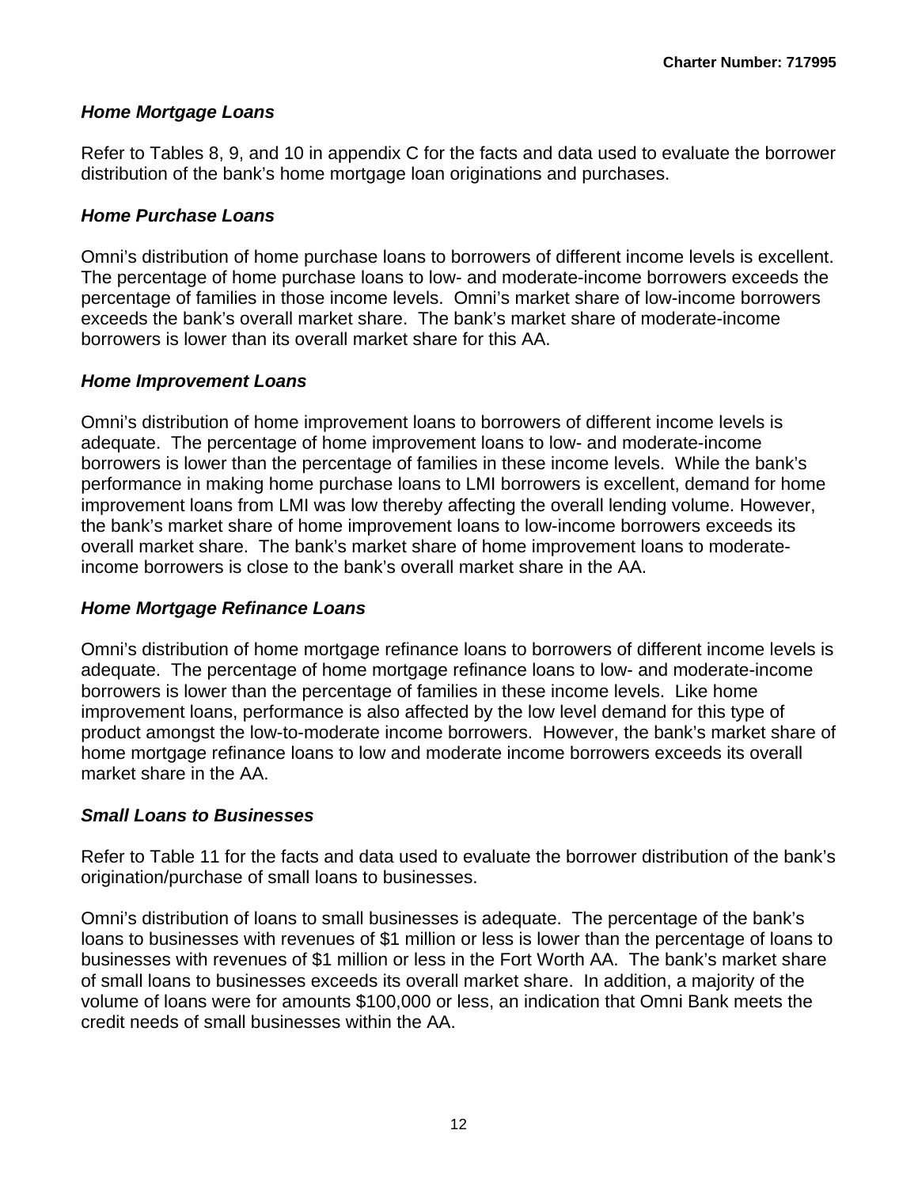### *Home Mortgage Loans*

Refer to Tables 8, 9, and 10 in appendix C for the facts and data used to evaluate the borrower distribution of the bank's home mortgage loan originations and purchases.

### *Home Purchase Loans*

Omni's distribution of home purchase loans to borrowers of different income levels is excellent. The percentage of home purchase loans to low- and moderate-income borrowers exceeds the percentage of families in those income levels. Omni's market share of low-income borrowers exceeds the bank's overall market share. The bank's market share of moderate-income borrowers is lower than its overall market share for this AA.

### *Home Improvement Loans*

Omni's distribution of home improvement loans to borrowers of different income levels is adequate. The percentage of home improvement loans to low- and moderate-income borrowers is lower than the percentage of families in these income levels. While the bank's performance in making home purchase loans to LMI borrowers is excellent, demand for home improvement loans from LMI was low thereby affecting the overall lending volume. However, the bank's market share of home improvement loans to low-income borrowers exceeds its overall market share. The bank's market share of home improvement loans to moderate-income borrowers is close to the bank's overall market share in the AA.

### *Home Mortgage Refinance Loans*

Omni's distribution of home mortgage refinance loans to borrowers of different income levels is adequate. The percentage of home mortgage refinance loans to low- and moderate-income borrowers is lower than the percentage of families in these income levels. Like home improvement loans, performance is also affected by the low level demand for this type of product amongst the low-to-moderate income borrowers. However, the bank's market share of home mortgage refinance loans to low and moderate income borrowers exceeds its overall market share in the AA.

### *Small Loans to Businesses*

Refer to Table 11 for the facts and data used to evaluate the borrower distribution of the bank's origination/purchase of small loans to businesses.

Omni's distribution of loans to small businesses is adequate. The percentage of the bank's loans to businesses with revenues of $1 million or less is lower than the percentage of loans to businesses with revenues of $1 million or less in the Fort Worth AA. The bank's market share of small loans to businesses exceeds its overall market share. In addition, a majority of the volume of loans were for amounts $100,000 or less, an indication that Omni Bank meets the credit needs of small businesses within the AA.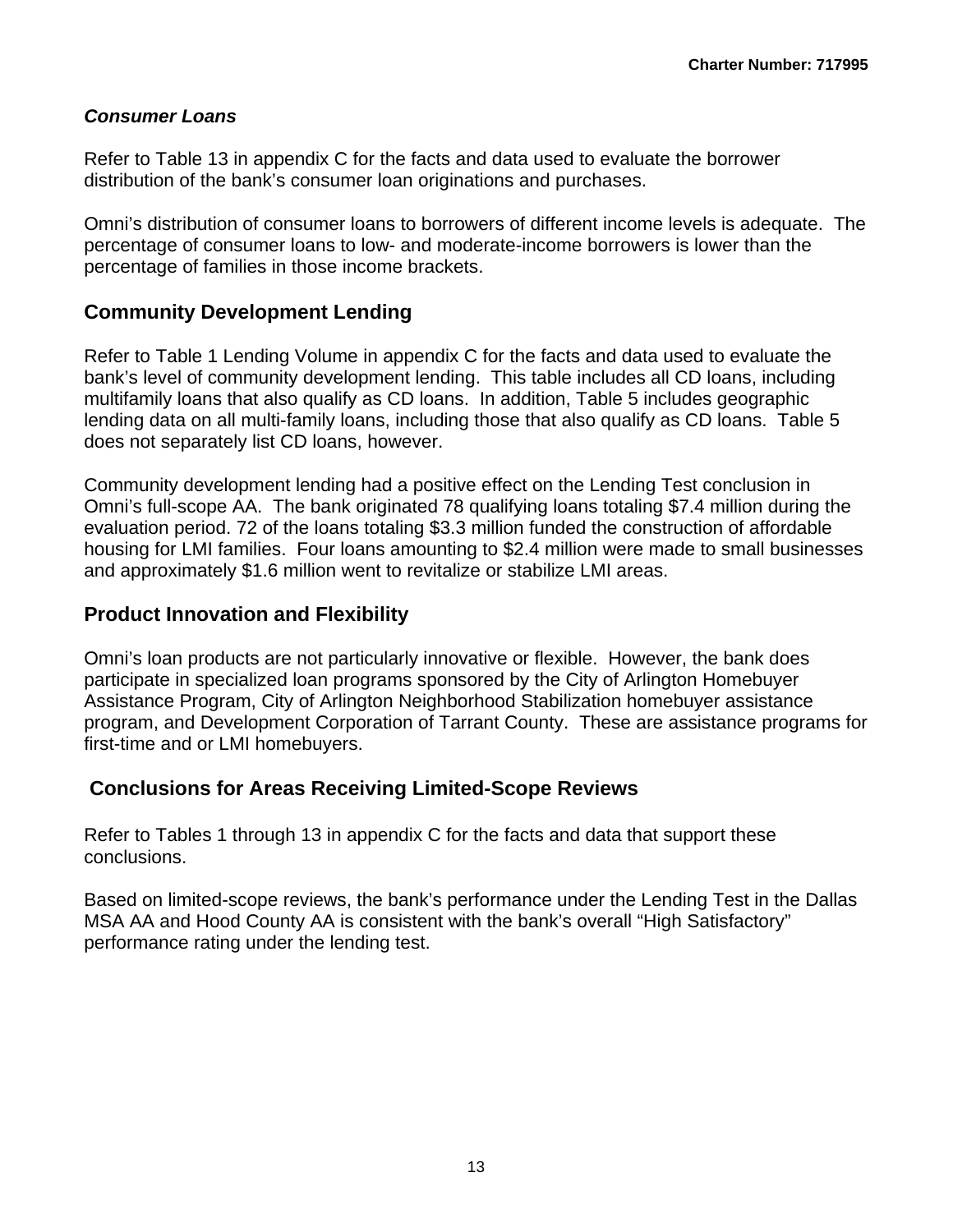***Consumer Loans***

Refer to Table 13 in appendix C for the facts and data used to evaluate the borrower distribution of the bank's consumer loan originations and purchases.

Omni's distribution of consumer loans to borrowers of different income levels is adequate. The percentage of consumer loans to low- and moderate-income borrowers is lower than the percentage of families in those income brackets.

## Community Development Lending

Refer to Table 1 Lending Volume in appendix C for the facts and data used to evaluate the bank's level of community development lending. This table includes all CD loans, including multifamily loans that also qualify as CD loans. In addition, Table 5 includes geographic lending data on all multi-family loans, including those that also qualify as CD loans. Table 5 does not separately list CD loans, however.

Community development lending had a positive effect on the Lending Test conclusion in Omni's full-scope AA. The bank originated 78 qualifying loans totaling $7.4 million during the evaluation period. 72 of the loans totaling $3.3 million funded the construction of affordable housing for LMI families. Four loans amounting to $2.4 million were made to small businesses and approximately $1.6 million went to revitalize or stabilize LMI areas.

## Product Innovation and Flexibility

Omni's loan products are not particularly innovative or flexible. However, the bank does participate in specialized loan programs sponsored by the City of Arlington Homebuyer Assistance Program, City of Arlington Neighborhood Stabilization homebuyer assistance program, and Development Corporation of Tarrant County. These are assistance programs for first-time and or LMI homebuyers.

## Conclusions for Areas Receiving Limited-Scope Reviews

Refer to Tables 1 through 13 in appendix C for the facts and data that support these conclusions.

Based on limited-scope reviews, the bank's performance under the Lending Test in the Dallas MSA AA and Hood County AA is consistent with the bank's overall "High Satisfactory" performance rating under the lending test.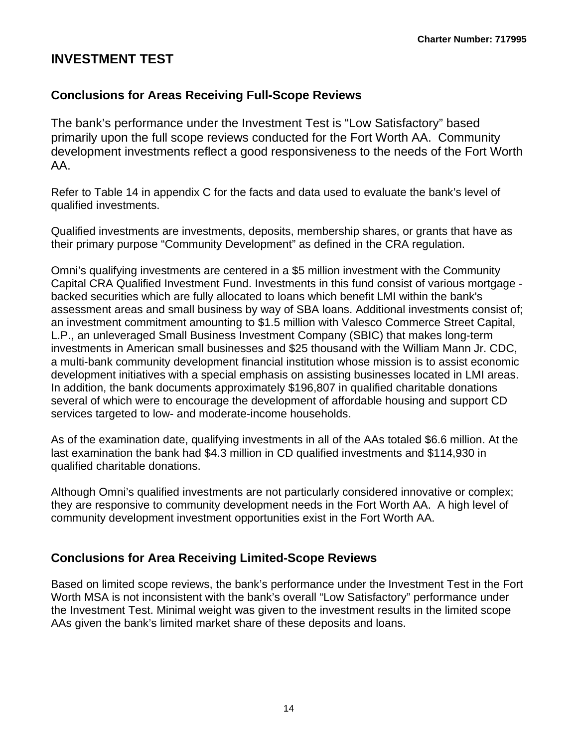# INVESTMENT TEST

## Conclusions for Areas Receiving Full-Scope Reviews

The bank's performance under the Investment Test is "Low Satisfactory" based primarily upon the full scope reviews conducted for the Fort Worth AA. Community development investments reflect a good responsiveness to the needs of the Fort Worth AA.

Refer to Table 14 in appendix C for the facts and data used to evaluate the bank's level of qualified investments.

Qualified investments are investments, deposits, membership shares, or grants that have as their primary purpose "Community Development" as defined in the CRA regulation.

Omni's qualifying investments are centered in a $5 million investment with the Community Capital CRA Qualified Investment Fund. Investments in this fund consist of various mortgage - backed securities which are fully allocated to loans which benefit LMI within the bank's assessment areas and small business by way of SBA loans. Additional investments consist of; an investment commitment amounting to $1.5 million with Valesco Commerce Street Capital, L.P., an unleveraged Small Business Investment Company (SBIC) that makes long-term investments in American small businesses and $25 thousand with the William Mann Jr. CDC, a multi-bank community development financial institution whose mission is to assist economic development initiatives with a special emphasis on assisting businesses located in LMI areas. In addition, the bank documents approximately $196,807 in qualified charitable donations several of which were to encourage the development of affordable housing and support CD services targeted to low- and moderate-income households.

As of the examination date, qualifying investments in all of the AAs totaled $6.6 million. At the last examination the bank had $4.3 million in CD qualified investments and $114,930 in qualified charitable donations.

Although Omni's qualified investments are not particularly considered innovative or complex; they are responsive to community development needs in the Fort Worth AA. A high level of community development investment opportunities exist in the Fort Worth AA.

## Conclusions for Area Receiving Limited-Scope Reviews

Based on limited scope reviews, the bank's performance under the Investment Test in the Fort Worth MSA is not inconsistent with the bank's overall "Low Satisfactory" performance under the Investment Test. Minimal weight was given to the investment results in the limited scope AAs given the bank's limited market share of these deposits and loans.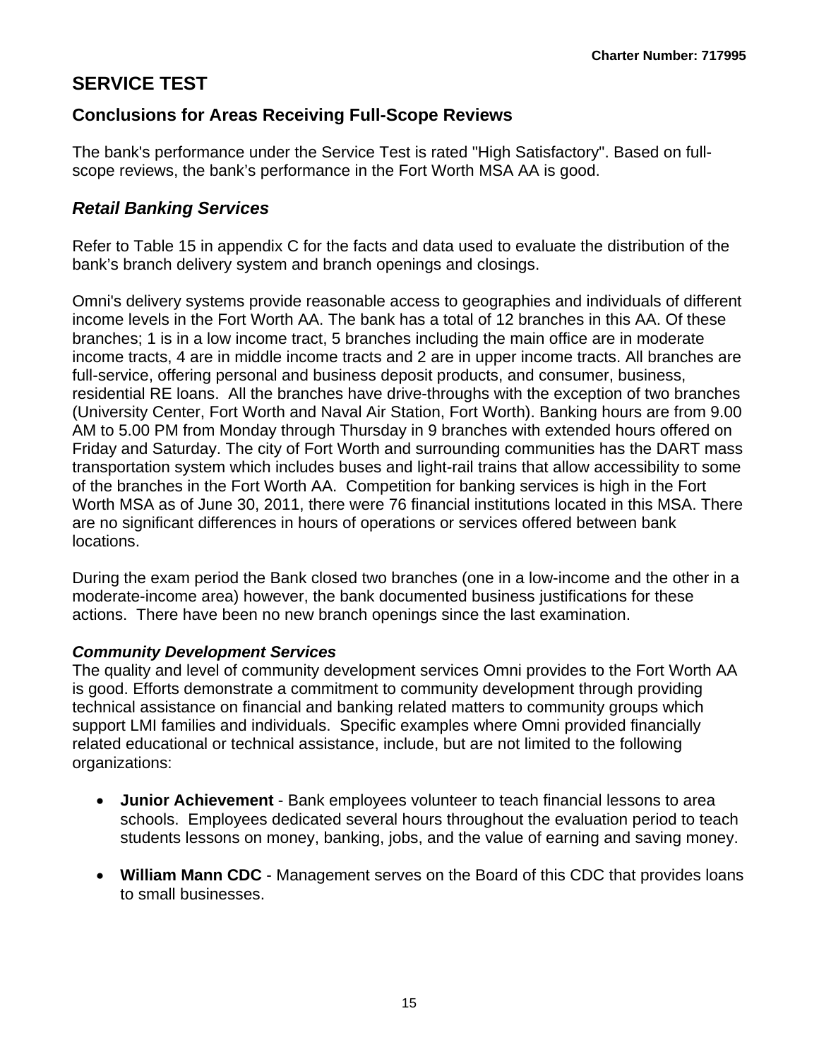## SERVICE TEST

### Conclusions for Areas Receiving Full-Scope Reviews

The bank's performance under the Service Test is rated "High Satisfactory". Based on full-scope reviews, the bank's performance in the Fort Worth MSA AA is good.

### *Retail Banking Services*

Refer to Table 15 in appendix C for the facts and data used to evaluate the distribution of the bank's branch delivery system and branch openings and closings.

Omni's delivery systems provide reasonable access to geographies and individuals of different income levels in the Fort Worth AA. The bank has a total of 12 branches in this AA. Of these branches; 1 is in a low income tract, 5 branches including the main office are in moderate income tracts, 4 are in middle income tracts and 2 are in upper income tracts. All branches are full-service, offering personal and business deposit products, and consumer, business, residential RE loans. All the branches have drive-throughs with the exception of two branches (University Center, Fort Worth and Naval Air Station, Fort Worth). Banking hours are from 9.00 AM to 5.00 PM from Monday through Thursday in 9 branches with extended hours offered on Friday and Saturday. The city of Fort Worth and surrounding communities has the DART mass transportation system which includes buses and light-rail trains that allow accessibility to some of the branches in the Fort Worth AA. Competition for banking services is high in the Fort Worth MSA as of June 30, 2011, there were 76 financial institutions located in this MSA. There are no significant differences in hours of operations or services offered between bank locations.

During the exam period the Bank closed two branches (one in a low-income and the other in a moderate-income area) however, the bank documented business justifications for these actions. There have been no new branch openings since the last examination.

#### *Community Development Services*

The quality and level of community development services Omni provides to the Fort Worth AA is good. Efforts demonstrate a commitment to community development through providing technical assistance on financial and banking related matters to community groups which support LMI families and individuals. Specific examples where Omni provided financially related educational or technical assistance, include, but are not limited to the following organizations:

- **Junior Achievement** - Bank employees volunteer to teach financial lessons to area schools. Employees dedicated several hours throughout the evaluation period to teach students lessons on money, banking, jobs, and the value of earning and saving money.

- **William Mann CDC** - Management serves on the Board of this CDC that provides loans to small businesses.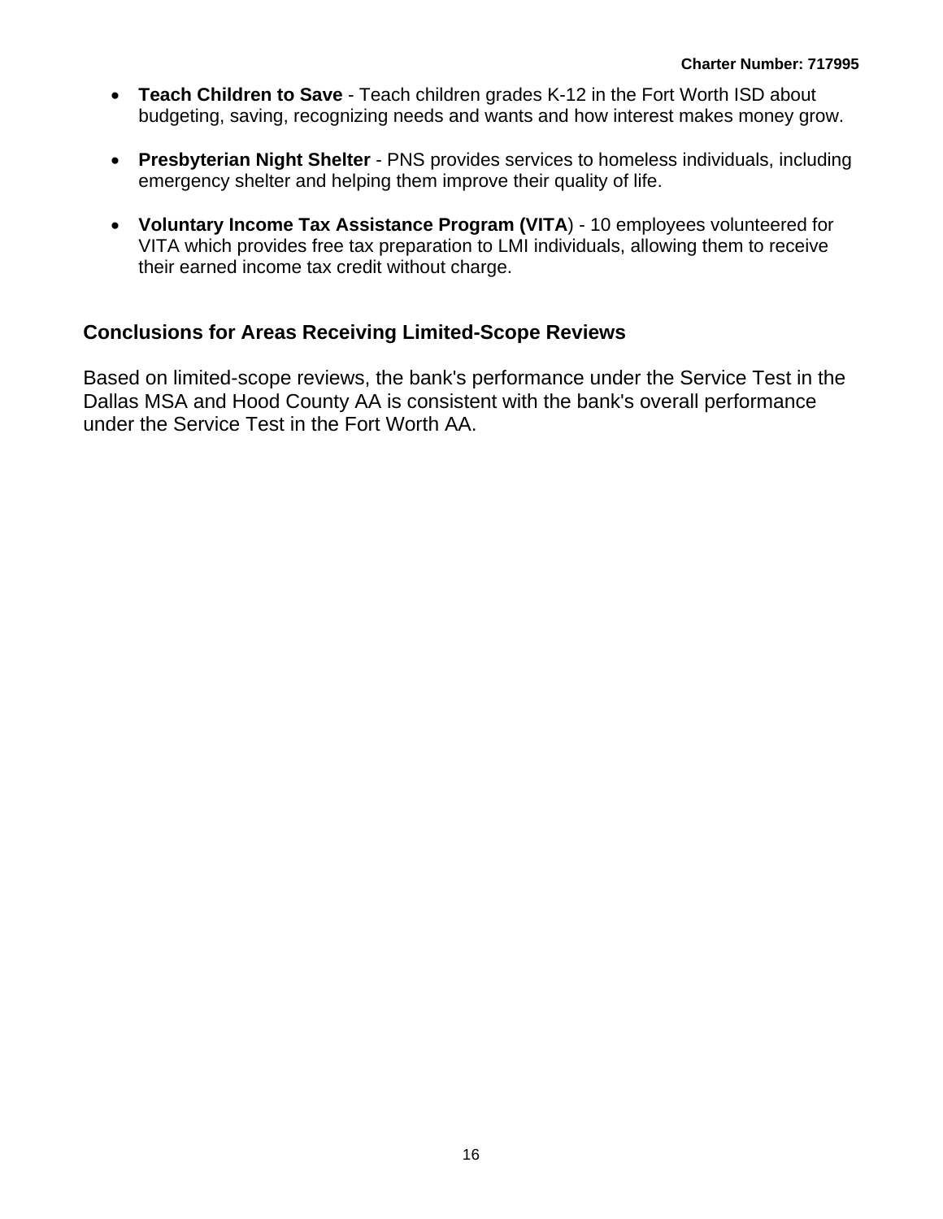- **Teach Children to Save** - Teach children grades K-12 in the Fort Worth ISD about budgeting, saving, recognizing needs and wants and how interest makes money grow.

- **Presbyterian Night Shelter** - PNS provides services to homeless individuals, including emergency shelter and helping them improve their quality of life.

- **Voluntary Income Tax Assistance Program (VITA**) - 10 employees volunteered for VITA which provides free tax preparation to LMI individuals, allowing them to receive their earned income tax credit without charge.

### Conclusions for Areas Receiving Limited-Scope Reviews

Based on limited-scope reviews, the bank's performance under the Service Test in the Dallas MSA and Hood County AA is consistent with the bank's overall performance under the Service Test in the Fort Worth AA.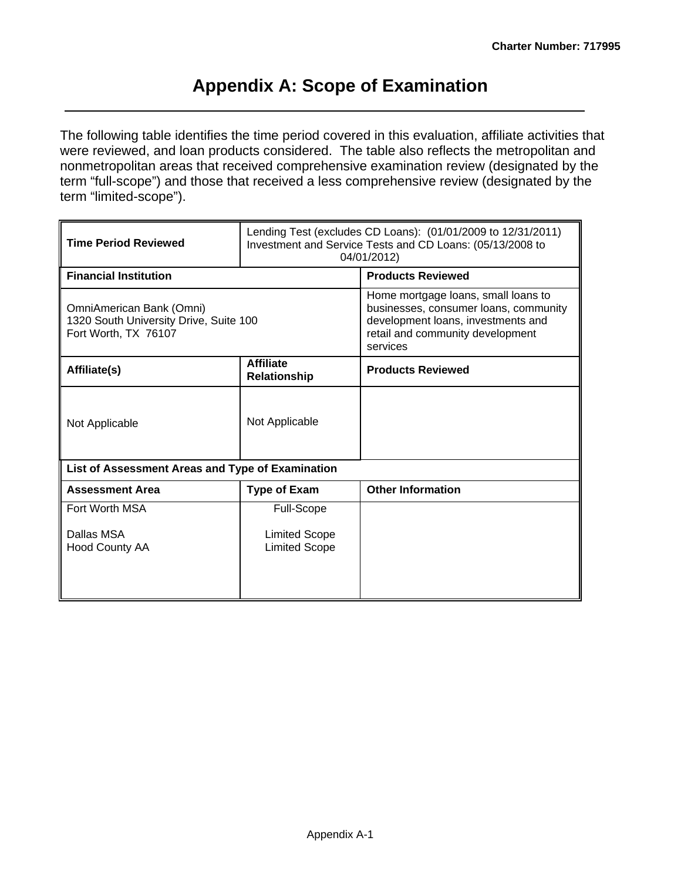# Appendix A: Scope of Examination

The following table identifies the time period covered in this evaluation, affiliate activities that were reviewed, and loan products considered. The table also reflects the metropolitan and nonmetropolitan areas that received comprehensive examination review (designated by the term "full-scope") and those that received a less comprehensive review (designated by the term "limited-scope").

| **Time Period Reviewed** | Lending Test (excludes CD Loans): (01/01/2009 to 12/31/2011)<br>Investment and Service Tests and CD Loans: (05/13/2008 to 04/01/2012) | |
|---|---|---|
| **Financial Institution** | | **Products Reviewed** |
| OmniAmerican Bank (Omni)<br>1320 South University Drive, Suite 100<br>Fort Worth, TX 76107 | | Home mortgage loans, small loans to businesses, consumer loans, community development loans, investments and retail and community development services |
| **Affiliate(s)** | **Affiliate Relationship** | **Products Reviewed** |
| Not Applicable | Not Applicable | |
| **List of Assessment Areas and Type of Examination** | | |
| **Assessment Area** | **Type of Exam** | **Other Information** |
| Fort Worth MSA | Full-Scope | |
| Dallas MSA | Limited Scope | |
| Hood County AA | Limited Scope | |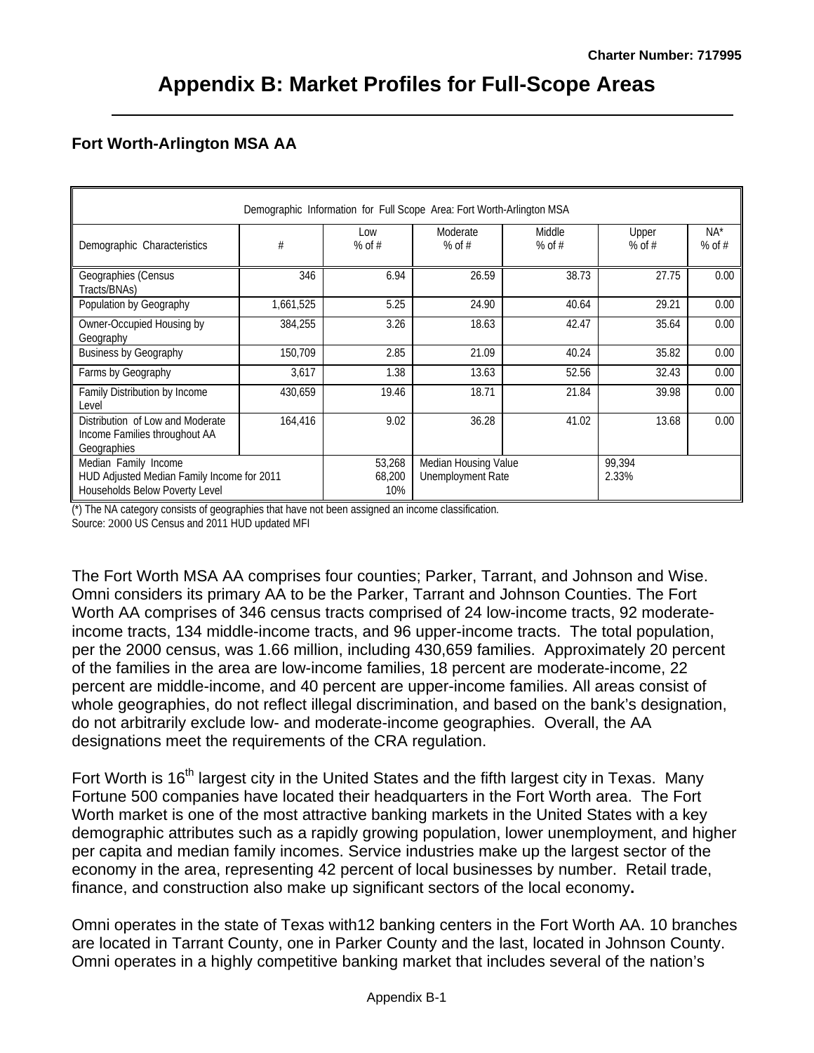# Appendix B: Market Profiles for Full-Scope Areas

### Fort Worth-Arlington MSA AA

| Demographic Information for Full Scope Area: Fort Worth-Arlington MSA | | | | | | |
|---|---|---|---|---|---|---|
| Demographic Characteristics | # | Low % of # | Moderate % of # | Middle % of # | Upper % of # | NA* % of # |
| Geographies (Census Tracts/BNAs) | 346 | 6.94 | 26.59 | 38.73 | 27.75 | 0.00 |
| Population by Geography | 1,661,525 | 5.25 | 24.90 | 40.64 | 29.21 | 0.00 |
| Owner-Occupied Housing by Geography | 384,255 | 3.26 | 18.63 | 42.47 | 35.64 | 0.00 |
| Business by Geography | 150,709 | 2.85 | 21.09 | 40.24 | 35.82 | 0.00 |
| Farms by Geography | 3,617 | 1.38 | 13.63 | 52.56 | 32.43 | 0.00 |
| Family Distribution by Income Level | 430,659 | 19.46 | 18.71 | 21.84 | 39.98 | 0.00 |
| Distribution of Low and Moderate Income Families throughout AA Geographies | 164,416 | 9.02 | 36.28 | 41.02 | 13.68 | 0.00 |
| Median Family Income<br>HUD Adjusted Median Family Income for 2011<br>Households Below Poverty Level | | 53,268<br>68,200<br>10% | Median Housing Value<br>Unemployment Rate | | 99,394<br>2.33% | |

(*) The NA category consists of geographies that have not been assigned an income classification.
Source: 2000 US Census and 2011 HUD updated MFI

The Fort Worth MSA AA comprises four counties; Parker, Tarrant, and Johnson and Wise. Omni considers its primary AA to be the Parker, Tarrant and Johnson Counties. The Fort Worth AA comprises of 346 census tracts comprised of 24 low-income tracts, 92 moderate-income tracts, 134 middle-income tracts, and 96 upper-income tracts. The total population, per the 2000 census, was 1.66 million, including 430,659 families. Approximately 20 percent of the families in the area are low-income families, 18 percent are moderate-income, 22 percent are middle-income, and 40 percent are upper-income families. All areas consist of whole geographies, do not reflect illegal discrimination, and based on the bank's designation, do not arbitrarily exclude low- and moderate-income geographies. Overall, the AA designations meet the requirements of the CRA regulation.

Fort Worth is 16th largest city in the United States and the fifth largest city in Texas. Many Fortune 500 companies have located their headquarters in the Fort Worth area. The Fort Worth market is one of the most attractive banking markets in the United States with a key demographic attributes such as a rapidly growing population, lower unemployment, and higher per capita and median family incomes. Service industries make up the largest sector of the economy in the area, representing 42 percent of local businesses by number. Retail trade, finance, and construction also make up significant sectors of the local economy**.**

Omni operates in the state of Texas with12 banking centers in the Fort Worth AA. 10 branches are located in Tarrant County, one in Parker County and the last, located in Johnson County. Omni operates in a highly competitive banking market that includes several of the nation's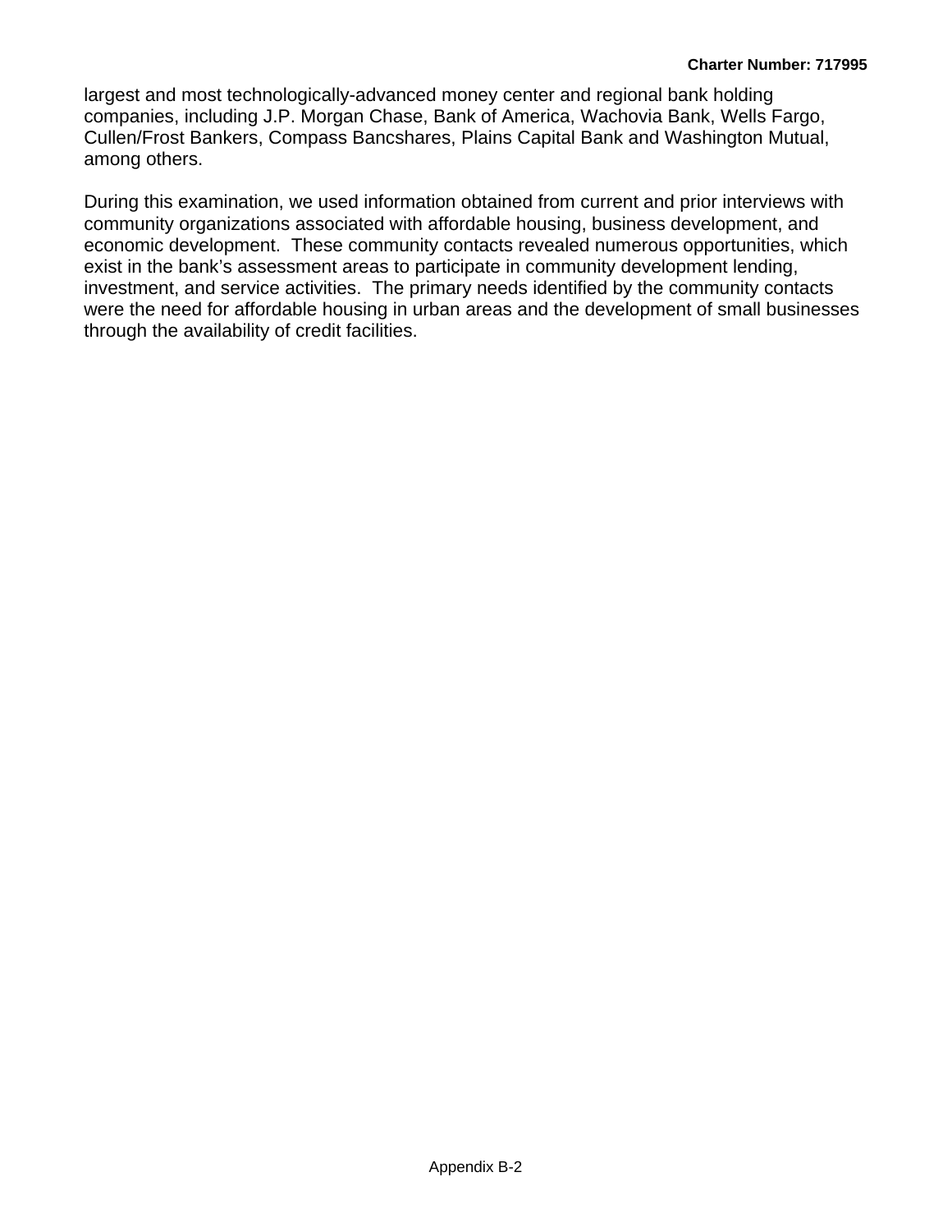largest and most technologically-advanced money center and regional bank holding companies, including J.P. Morgan Chase, Bank of America, Wachovia Bank, Wells Fargo, Cullen/Frost Bankers, Compass Bancshares, Plains Capital Bank and Washington Mutual, among others.

During this examination, we used information obtained from current and prior interviews with community organizations associated with affordable housing, business development, and economic development. These community contacts revealed numerous opportunities, which exist in the bank's assessment areas to participate in community development lending, investment, and service activities. The primary needs identified by the community contacts were the need for affordable housing in urban areas and the development of small businesses through the availability of credit facilities.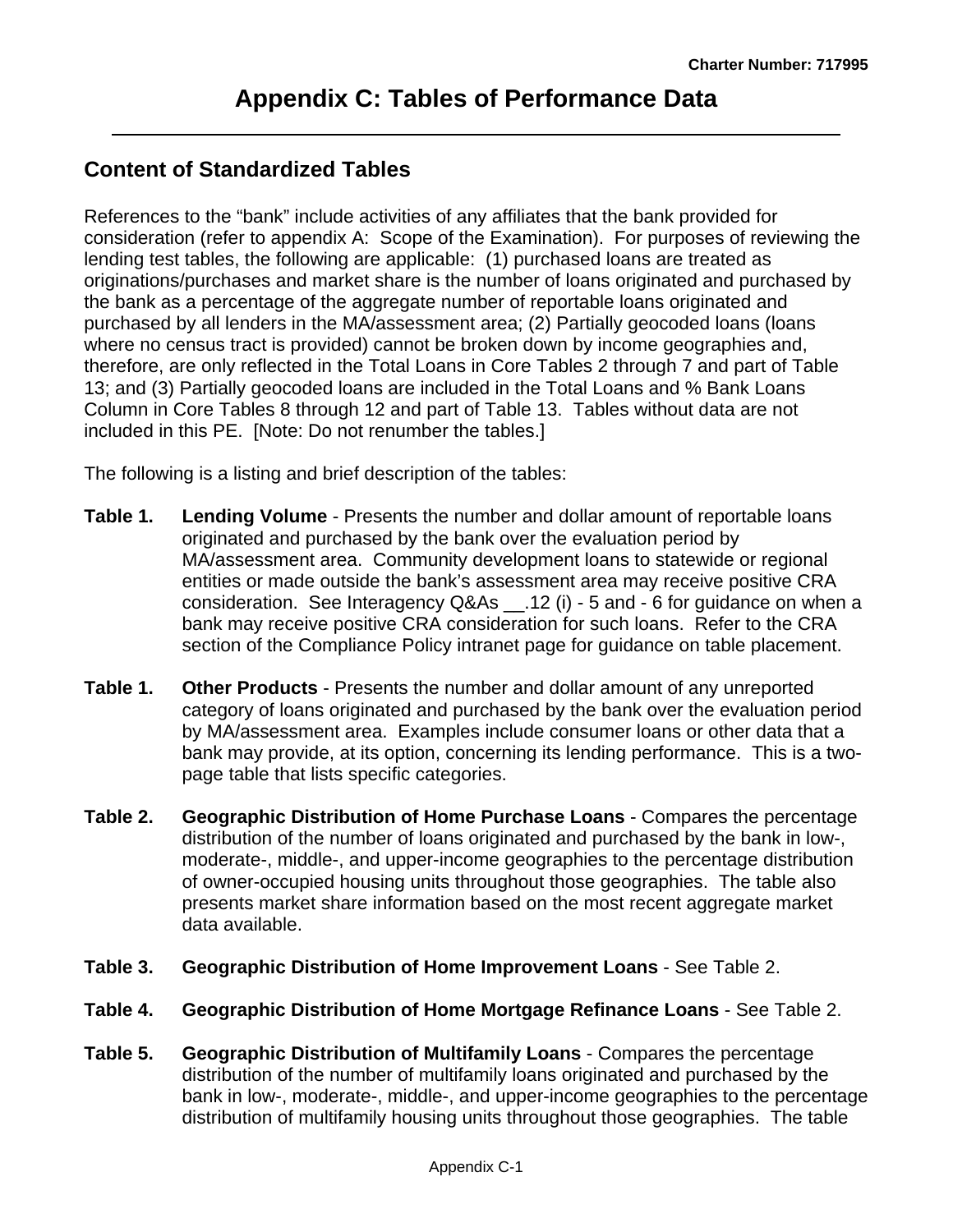# Appendix C: Tables of Performance Data

## Content of Standardized Tables

References to the "bank" include activities of any affiliates that the bank provided for consideration (refer to appendix A: Scope of the Examination). For purposes of reviewing the lending test tables, the following are applicable: (1) purchased loans are treated as originations/purchases and market share is the number of loans originated and purchased by the bank as a percentage of the aggregate number of reportable loans originated and purchased by all lenders in the MA/assessment area; (2) Partially geocoded loans (loans where no census tract is provided) cannot be broken down by income geographies and, therefore, are only reflected in the Total Loans in Core Tables 2 through 7 and part of Table 13; and (3) Partially geocoded loans are included in the Total Loans and % Bank Loans Column in Core Tables 8 through 12 and part of Table 13. Tables without data are not included in this PE. [Note: Do not renumber the tables.]

The following is a listing and brief description of the tables:

**Table 1. Lending Volume** - Presents the number and dollar amount of reportable loans originated and purchased by the bank over the evaluation period by MA/assessment area. Community development loans to statewide or regional entities or made outside the bank's assessment area may receive positive CRA consideration. See Interagency Q&As __.12 (i) - 5 and - 6 for guidance on when a bank may receive positive CRA consideration for such loans. Refer to the CRA section of the Compliance Policy intranet page for guidance on table placement.

**Table 1. Other Products** - Presents the number and dollar amount of any unreported category of loans originated and purchased by the bank over the evaluation period by MA/assessment area. Examples include consumer loans or other data that a bank may provide, at its option, concerning its lending performance. This is a two-page table that lists specific categories.

**Table 2. Geographic Distribution of Home Purchase Loans** - Compares the percentage distribution of the number of loans originated and purchased by the bank in low-, moderate-, middle-, and upper-income geographies to the percentage distribution of owner-occupied housing units throughout those geographies. The table also presents market share information based on the most recent aggregate market data available.

**Table 3. Geographic Distribution of Home Improvement Loans** - See Table 2.

**Table 4. Geographic Distribution of Home Mortgage Refinance Loans** - See Table 2.

**Table 5. Geographic Distribution of Multifamily Loans** - Compares the percentage distribution of the number of multifamily loans originated and purchased by the bank in low-, moderate-, middle-, and upper-income geographies to the percentage distribution of multifamily housing units throughout those geographies. The table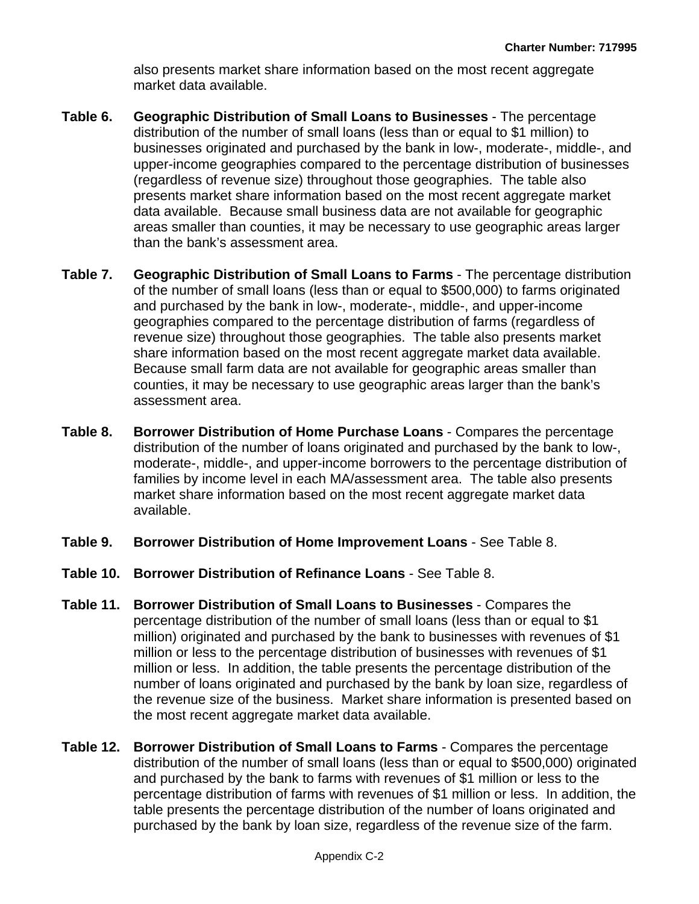also presents market share information based on the most recent aggregate market data available.

**Table 6. Geographic Distribution of Small Loans to Businesses** - The percentage distribution of the number of small loans (less than or equal to $1 million) to businesses originated and purchased by the bank in low-, moderate-, middle-, and upper-income geographies compared to the percentage distribution of businesses (regardless of revenue size) throughout those geographies. The table also presents market share information based on the most recent aggregate market data available. Because small business data are not available for geographic areas smaller than counties, it may be necessary to use geographic areas larger than the bank's assessment area.

**Table 7. Geographic Distribution of Small Loans to Farms** - The percentage distribution of the number of small loans (less than or equal to $500,000) to farms originated and purchased by the bank in low-, moderate-, middle-, and upper-income geographies compared to the percentage distribution of farms (regardless of revenue size) throughout those geographies. The table also presents market share information based on the most recent aggregate market data available. Because small farm data are not available for geographic areas smaller than counties, it may be necessary to use geographic areas larger than the bank's assessment area.

**Table 8. Borrower Distribution of Home Purchase Loans** - Compares the percentage distribution of the number of loans originated and purchased by the bank to low-, moderate-, middle-, and upper-income borrowers to the percentage distribution of families by income level in each MA/assessment area. The table also presents market share information based on the most recent aggregate market data available.

**Table 9. Borrower Distribution of Home Improvement Loans** - See Table 8.

**Table 10. Borrower Distribution of Refinance Loans** - See Table 8.

**Table 11. Borrower Distribution of Small Loans to Businesses** - Compares the percentage distribution of the number of small loans (less than or equal to $1 million) originated and purchased by the bank to businesses with revenues of $1 million or less to the percentage distribution of businesses with revenues of $1 million or less. In addition, the table presents the percentage distribution of the number of loans originated and purchased by the bank by loan size, regardless of the revenue size of the business. Market share information is presented based on the most recent aggregate market data available.

**Table 12. Borrower Distribution of Small Loans to Farms** - Compares the percentage distribution of the number of small loans (less than or equal to $500,000) originated and purchased by the bank to farms with revenues of $1 million or less to the percentage distribution of farms with revenues of $1 million or less. In addition, the table presents the percentage distribution of the number of loans originated and purchased by the bank by loan size, regardless of the revenue size of the farm.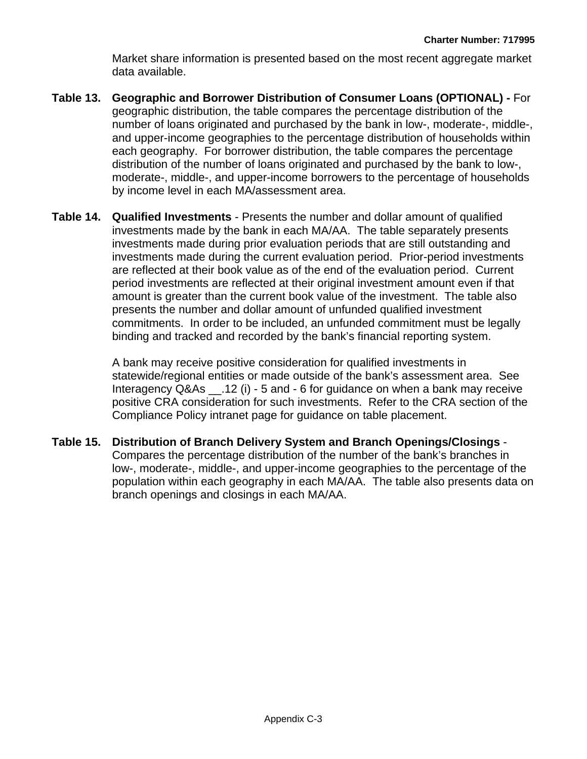Market share information is presented based on the most recent aggregate market data available.

**Table 13.** **Geographic and Borrower Distribution of Consumer Loans (OPTIONAL) -** For geographic distribution, the table compares the percentage distribution of the number of loans originated and purchased by the bank in low-, moderate-, middle-, and upper-income geographies to the percentage distribution of households within each geography. For borrower distribution, the table compares the percentage distribution of the number of loans originated and purchased by the bank to low-, moderate-, middle-, and upper-income borrowers to the percentage of households by income level in each MA/assessment area.

**Table 14.** **Qualified Investments** - Presents the number and dollar amount of qualified investments made by the bank in each MA/AA. The table separately presents investments made during prior evaluation periods that are still outstanding and investments made during the current evaluation period. Prior-period investments are reflected at their book value as of the end of the evaluation period. Current period investments are reflected at their original investment amount even if that amount is greater than the current book value of the investment. The table also presents the number and dollar amount of unfunded qualified investment commitments. In order to be included, an unfunded commitment must be legally binding and tracked and recorded by the bank's financial reporting system.

A bank may receive positive consideration for qualified investments in statewide/regional entities or made outside of the bank's assessment area. See Interagency Q&As __.12 (i) - 5 and - 6 for guidance on when a bank may receive positive CRA consideration for such investments. Refer to the CRA section of the Compliance Policy intranet page for guidance on table placement.

**Table 15.** **Distribution of Branch Delivery System and Branch Openings/Closings** - Compares the percentage distribution of the number of the bank's branches in low-, moderate-, middle-, and upper-income geographies to the percentage of the population within each geography in each MA/AA. The table also presents data on branch openings and closings in each MA/AA.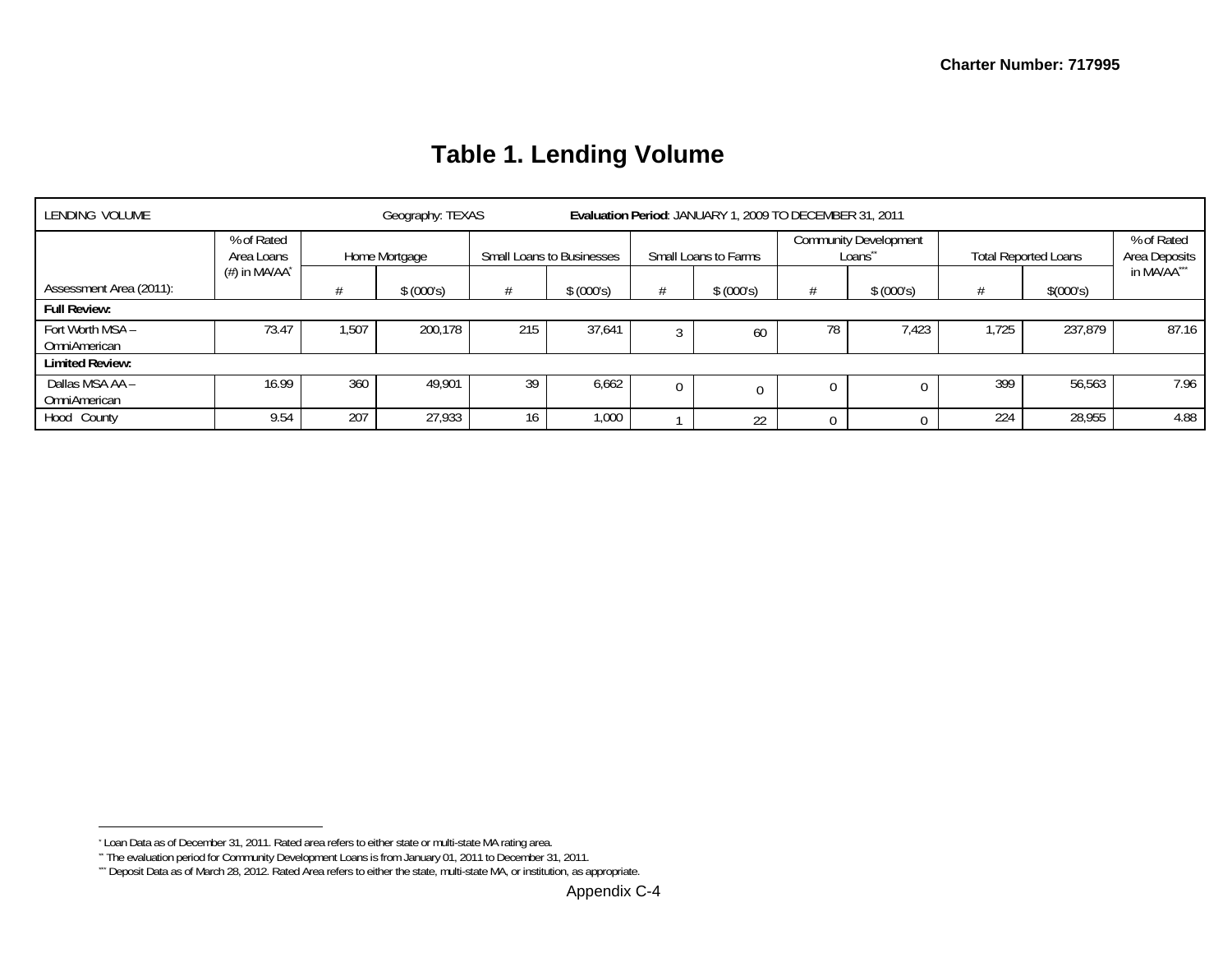# Table 1. Lending Volume

| LENDING VOLUME | | Geography: TEXAS | | | | Evaluation Period: JANUARY 1, 2009 TO DECEMBER 31, 2011 | | | | | | |
|---|---|---|---|---|---|---|---|---|---|---|---|---|
| | % of Rated Area Loans (#) in MA/AA[*] | Home Mortgage | | Small Loans to Businesses | | Small Loans to Farms | | Community Development Loans[**] | | Total Reported Loans | | % of Rated Area Deposits in MA/AA[***] |
| Assessment Area (2011): | | # | $ (000's) | # | $ (000's) | # | $ (000's) | # | $ (000's) | # | $(000's) | |
| **Full Review:** | | | | | | | | | | | | |
| Fort Worth MSA – OmniAmerican | 73.47 | 1,507 | 200,178 | 215 | 37,641 | 3 | 60 | 78 | 7,423 | 1,725 | 237,879 | 87.16 |
| **Limited Review:** | | | | | | | | | | | | |
| Dallas MSA AA – OmniAmerican | 16.99 | 360 | 49,901 | 39 | 6,662 | 0 | 0 | 0 | 0 | 399 | 56,563 | 7.96 |
| Hood County | 9.54 | 207 | 27,933 | 16 | 1,000 | 1 | 22 | 0 | 0 | 224 | 28,955 | 4.88 |

[*] Loan Data as of December 31, 2011. Rated area refers to either state or multi-state MA rating area.

[**] The evaluation period for Community Development Loans is from January 01, 2011 to December 31, 2011.

[***] Deposit Data as of March 28, 2012. Rated Area refers to either the state, multi-state MA, or institution, as appropriate.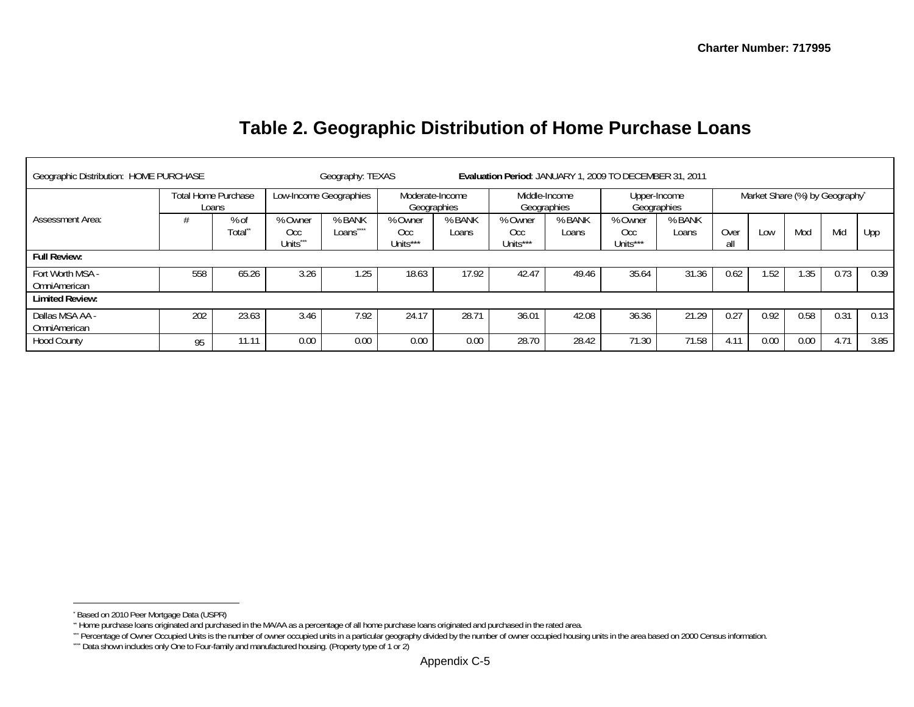Charter Number: 717995

# Table 2. Geographic Distribution of Home Purchase Loans

| Geographic Distribution: HOME PURCHASE | | | Geography: TEXAS | | | | **Evaluation Period**: JANUARY 1, 2009 TO DECEMBER 31, 2011 | | | | | | | | |
|---|---|---|---|---|---|---|---|---|---|---|---|---|---|---|---|
| Assessment Area: | Total Home Purchase Loans | | Low-Income Geographies | | Moderate-Income Geographies | | Middle-Income Geographies | | Upper-Income Geographies | | Market Share (%) by Geography[*] | | | | |
| | # | % of Total[**] | % Owner Occ Units[***] | % BANK Loans[****] | % Owner Occ Units*** | % BANK Loans | % Owner Occ Units*** | % BANK Loans | % Owner Occ Units*** | % BANK Loans | Overall | Low | Mod | Mid | Upp |
| **Full Review:** | | | | | | | | | | | | | | | |
| Fort Worth MSA - OmniAmerican | 558 | 65.26 | 3.26 | 1.25 | 18.63 | 17.92 | 42.47 | 49.46 | 35.64 | 31.36 | 0.62 | 1.52 | 1.35 | 0.73 | 0.39 |
| **Limited Review:** | | | | | | | | | | | | | | | |
| Dallas MSA AA - OmniAmerican | 202 | 23.63 | 3.46 | 7.92 | 24.17 | 28.71 | 36.01 | 42.08 | 36.36 | 21.29 | 0.27 | 0.92 | 0.58 | 0.31 | 0.13 |
| Hood County | 95 | 11.11 | 0.00 | 0.00 | 0.00 | 0.00 | 28.70 | 28.42 | 71.30 | 71.58 | 4.11 | 0.00 | 0.00 | 4.71 | 3.85 |

[*] Based on 2010 Peer Mortgage Data (USPR)

[**] Home purchase loans originated and purchased in the MA/AA as a percentage of all home purchase loans originated and purchased in the rated area.

[***] Percentage of Owner Occupied Units is the number of owner occupied units in a particular geography divided by the number of owner occupied housing units in the area based on 2000 Census information.

[****] Data shown includes only One to Four-family and manufactured housing. (Property type of 1 or 2)

Appendix C-5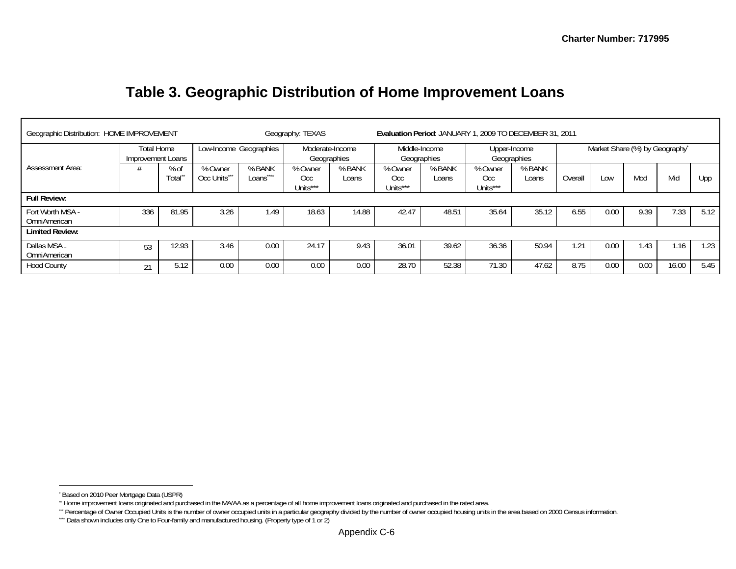# Table 3. Geographic Distribution of Home Improvement Loans

| Geographic Distribution: HOME IMPROVEMENT | | | Geography: TEXAS | | | | Evaluation Period: JANUARY 1, 2009 TO DECEMBER 31, 2011 | | | | | | | | |
|---|---|---|---|---|---|---|---|---|---|---|---|---|---|---|---|
| Assessment Area: | Total Home Improvement Loans | | Low-Income Geographies | | Moderate-Income Geographies | | Middle-Income Geographies | | Upper-Income Geographies | | Market Share (%) by Geography* | | | | |
| | # | % of Total** | % Owner Occ Units*** | % BANK Loans**** | % Owner Occ Units*** | % BANK Loans | % Owner Occ Units*** | % BANK Loans | % Owner Occ Units*** | % BANK Loans | Overall | Low | Mod | Mid | Upp |
| **Full Review:** | | | | | | | | | | | | | | | |
| Fort Worth MSA - OmniAmerican | 336 | 81.95 | 3.26 | 1.49 | 18.63 | 14.88 | 42.47 | 48.51 | 35.64 | 35.12 | 6.55 | 0.00 | 9.39 | 7.33 | 5.12 |
| **Limited Review:** | | | | | | | | | | | | | | | |
| Dallas MSA - OmniAmerican | 53 | 12.93 | 3.46 | 0.00 | 24.17 | 9.43 | 36.01 | 39.62 | 36.36 | 50.94 | 1.21 | 0.00 | 1.43 | 1.16 | 1.23 |
| Hood County | 21 | 5.12 | 0.00 | 0.00 | 0.00 | 0.00 | 28.70 | 52.38 | 71.30 | 47.62 | 8.75 | 0.00 | 0.00 | 16.00 | 5.45 |

* Based on 2010 Peer Mortgage Data (USPR)

** Home improvement loans originated and purchased in the MA/AA as a percentage of all home improvement loans originated and purchased in the rated area.

*** Percentage of Owner Occupied Units is the number of owner occupied units in a particular geography divided by the number of owner occupied housing units in the area based on 2000 Census information.

**** Data shown includes only One to Four-family and manufactured housing. (Property type of 1 or 2)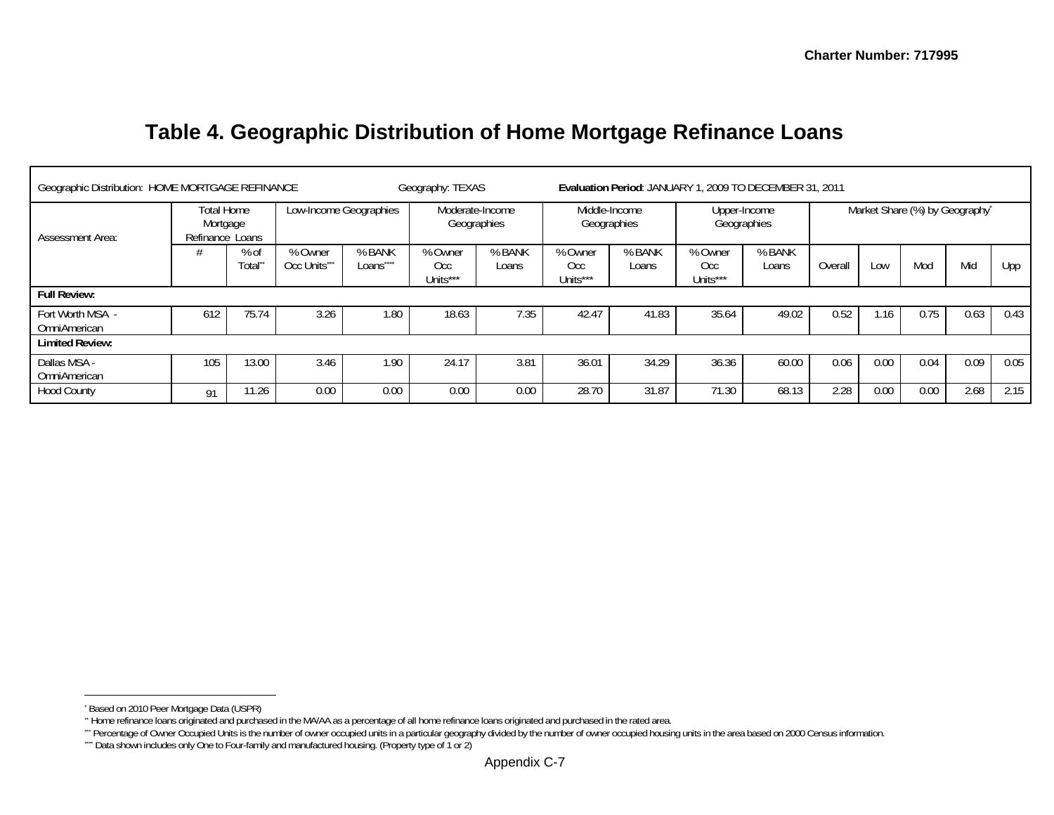Charter Number: 717995

# Table 4. Geographic Distribution of Home Mortgage Refinance Loans

| Geographic Distribution: HOME MORTGAGE REFINANCE | | | Geography: TEXAS | | | | **Evaluation Period**: JANUARY 1, 2009 TO DECEMBER 31, 2011 | | | | | | | | |
|---|---|---|---|---|---|---|---|---|---|---|---|---|---|---|---|
| Assessment Area: | Total Home Mortgage Refinance Loans | | Low-Income Geographies | | Moderate-Income Geographies | | Middle-Income Geographies | | Upper-Income Geographies | | Market Share (%) by Geography[*] | | | | |
| | # | % of Total[**] | % Owner Occ Units[***] | % BANK Loans[****] | % Owner Occ Units*** | % BANK Loans | % Owner Occ Units*** | % BANK Loans | % Owner Occ Units*** | % BANK Loans | Overall | Low | Mod | Mid | Upp |
| **Full Review:** | | | | | | | | | | | | | | | |
| Fort Worth MSA - OmniAmerican | 612 | 75.74 | 3.26 | 1.80 | 18.63 | 7.35 | 42.47 | 41.83 | 35.64 | 49.02 | 0.52 | 1.16 | 0.75 | 0.63 | 0.43 |
| **Limited Review:** | | | | | | | | | | | | | | | |
| Dallas MSA - OmniAmerican | 105 | 13.00 | 3.46 | 1.90 | 24.17 | 3.81 | 36.01 | 34.29 | 36.36 | 60.00 | 0.06 | 0.00 | 0.04 | 0.09 | 0.05 |
| Hood County | 91 | 11.26 | 0.00 | 0.00 | 0.00 | 0.00 | 28.70 | 31.87 | 71.30 | 68.13 | 2.28 | 0.00 | 0.00 | 2.68 | 2.15 |

[*] Based on 2010 Peer Mortgage Data (USPR)

[**] Home refinance loans originated and purchased in the MA/AA as a percentage of all home refinance loans originated and purchased in the rated area.

[***] Percentage of Owner Occupied Units is the number of owner occupied units in a particular geography divided by the number of owner occupied housing units in the area based on 2000 Census information.

[****] Data shown includes only One to Four-family and manufactured housing. (Property type of 1 or 2)

Appendix C-7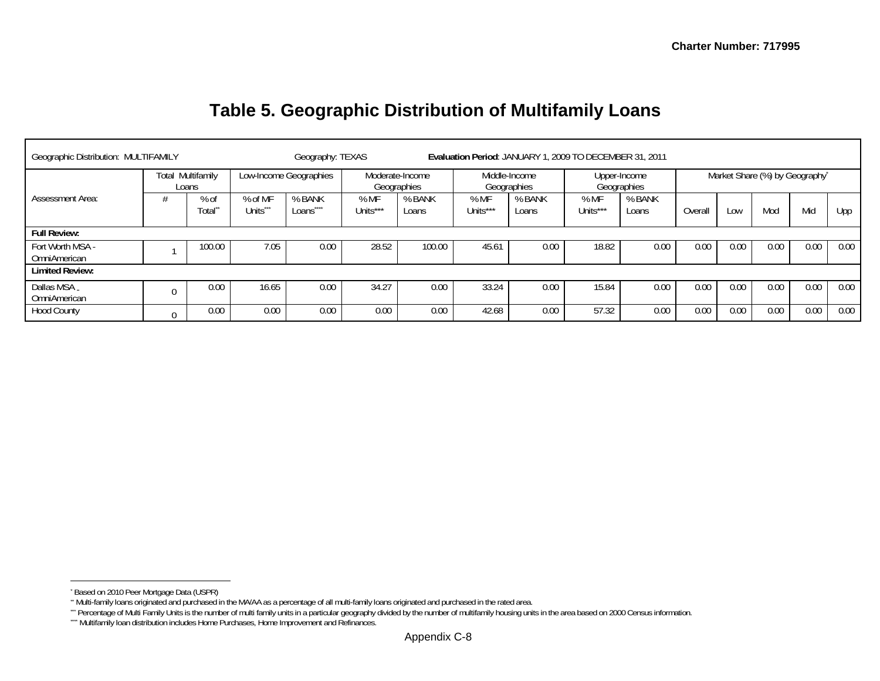Charter Number: 717995

# Table 5. Geographic Distribution of Multifamily Loans

| Geographic Distribution: MULTIFAMILY | | | Geography: TEXAS | | Evaluation Period: JANUARY 1, 2009 TO DECEMBER 31, 2011 | | | | | | | | | | |
|---|---|---|---|---|---|---|---|---|---|---|---|---|---|---|---|
| Assessment Area: | Total Multifamily Loans | | Low-Income Geographies | | Moderate-Income Geographies | | Middle-Income Geographies | | Upper-Income Geographies | | Market Share (%) by Geography* | | | | |
| | # | % of Total** | % of MF Units*** | % BANK Loans**** | % MF Units*** | % BANK Loans | % MF Units*** | % BANK Loans | % MF Units*** | % BANK Loans | Overall | Low | Mod | Mid | Upp |
| **Full Review:** | | | | | | | | | | | | | | | |
| Fort Worth MSA - OmniAmerican | 1 | 100.00 | 7.05 | 0.00 | 28.52 | 100.00 | 45.61 | 0.00 | 18.82 | 0.00 | 0.00 | 0.00 | 0.00 | 0.00 | 0.00 |
| **Limited Review:** | | | | | | | | | | | | | | | |
| Dallas MSA _ OmniAmerican | 0 | 0.00 | 16.65 | 0.00 | 34.27 | 0.00 | 33.24 | 0.00 | 15.84 | 0.00 | 0.00 | 0.00 | 0.00 | 0.00 | 0.00 |
| Hood County | 0 | 0.00 | 0.00 | 0.00 | 0.00 | 0.00 | 42.68 | 0.00 | 57.32 | 0.00 | 0.00 | 0.00 | 0.00 | 0.00 | 0.00 |

* Based on 2010 Peer Mortgage Data (USPR)

** Multi-family loans originated and purchased in the MA/AA as a percentage of all multi-family loans originated and purchased in the rated area.

*** Percentage of Multi Family Units is the number of multi family units in a particular geography divided by the number of multifamily housing units in the area based on 2000 Census information.

**** Multifamily loan distribution includes Home Purchases, Home Improvement and Refinances.

Appendix C-8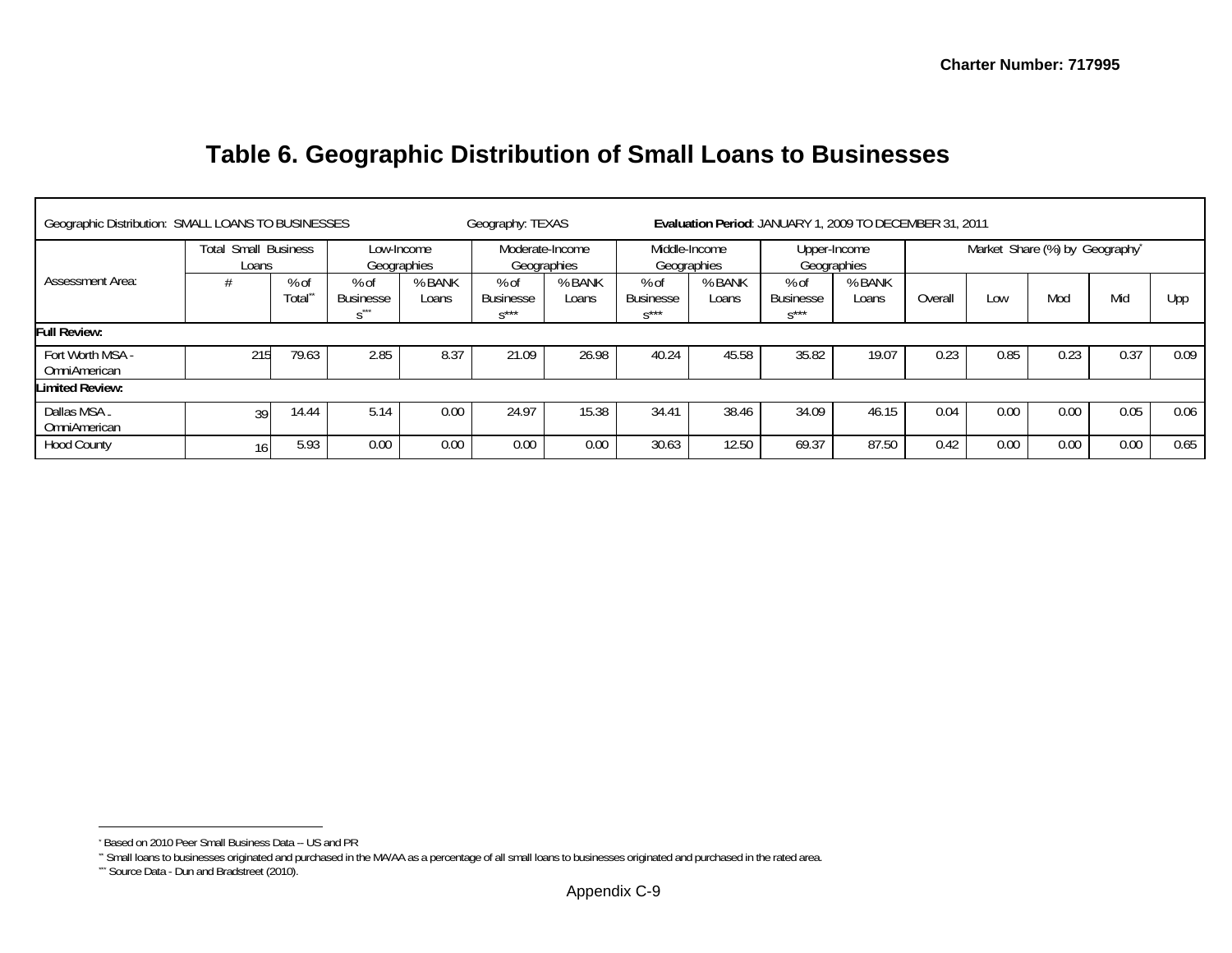# Table 6. Geographic Distribution of Small Loans to Businesses

| Geographic Distribution: SMALL LOANS TO BUSINESSES | | | Geography: TEXAS | | | | **Evaluation Period**: JANUARY 1, 2009 TO DECEMBER 31, 2011 | | | | | | | | |
|---|---|---|---|---|---|---|---|---|---|---|---|---|---|---|---|
| Assessment Area: | Total Small Business Loans | | Low-Income Geographies | | Moderate-Income Geographies | | Middle-Income Geographies | | Upper-Income Geographies | | Market Share (%) by Geography* | | | | |
| | # | % of Total** | % of Businesses*** | % BANK Loans | % of Businesses*** | % BANK Loans | % of Businesses*** | % BANK Loans | % of Businesses*** | % BANK Loans | Overall | Low | Mod | Mid | Upp |
| **Full Review:** | | | | | | | | | | | | | | | |
| Fort Worth MSA - OmniAmerican | 215 | 79.63 | 2.85 | 8.37 | 21.09 | 26.98 | 40.24 | 45.58 | 35.82 | 19.07 | 0.23 | 0.85 | 0.23 | 0.37 | 0.09 |
| **Limited Review:** | | | | | | | | | | | | | | | |
| Dallas MSA – OmniAmerican | 39 | 14.44 | 5.14 | 0.00 | 24.97 | 15.38 | 34.41 | 38.46 | 34.09 | 46.15 | 0.04 | 0.00 | 0.00 | 0.05 | 0.06 |
| Hood County | 16 | 5.93 | 0.00 | 0.00 | 0.00 | 0.00 | 30.63 | 12.50 | 69.37 | 87.50 | 0.42 | 0.00 | 0.00 | 0.00 | 0.65 |

* Based on 2010 Peer Small Business Data -- US and PR

** Small loans to businesses originated and purchased in the MA/AA as a percentage of all small loans to businesses originated and purchased in the rated area.

*** Source Data - Dun and Bradstreet (2010).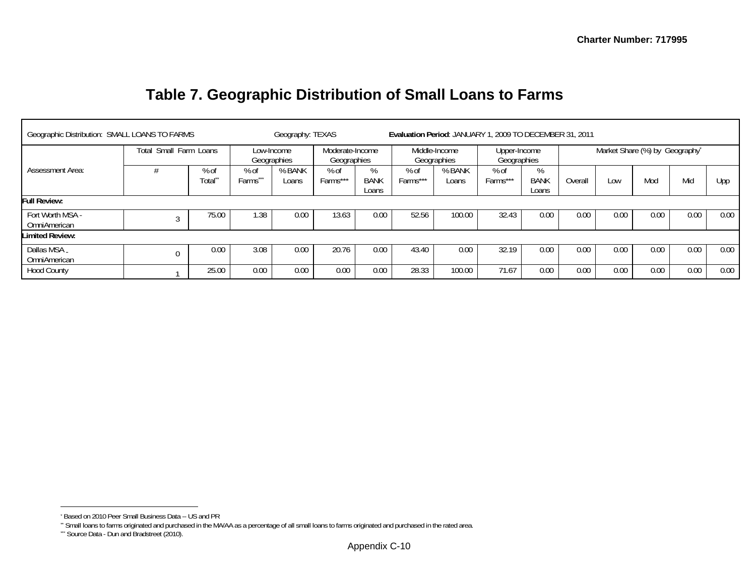Charter Number: 717995

# Table 7. Geographic Distribution of Small Loans to Farms

| Geographic Distribution: SMALL LOANS TO FARMS | | Geography: TEXAS | | Evaluation Period: JANUARY 1, 2009 TO DECEMBER 31, 2011 | | | | | | | | | | |
|---|---|---|---|---|---|---|---|---|---|---|---|---|---|---|
| Assessment Area: | Total Small Farm Loans | | Low-Income Geographies | | Moderate-Income Geographies | | Middle-Income Geographies | | Upper-Income Geographies | | Market Share (%) by Geography* | | | | 
| | # | % of Total** | % of Farms*** | % BANK Loans | % of Farms*** | % BANK Loans | % of Farms*** | % BANK Loans | % of Farms*** | % BANK Loans | Overall | Low | Mod | Mid | Upp |
| **Full Review:** | | | | | | | | | | | | | | | |
| Fort Worth MSA - OmniAmerican | 3 | 75.00 | 1.38 | 0.00 | 13.63 | 0.00 | 52.56 | 100.00 | 32.43 | 0.00 | 0.00 | 0.00 | 0.00 | 0.00 | 0.00 |
| **Limited Review:** | | | | | | | | | | | | | | | |
| Dallas MSA _ OmniAmerican | 0 | 0.00 | 3.08 | 0.00 | 20.76 | 0.00 | 43.40 | 0.00 | 32.19 | 0.00 | 0.00 | 0.00 | 0.00 | 0.00 | 0.00 |
| Hood County | 1 | 25.00 | 0.00 | 0.00 | 0.00 | 0.00 | 28.33 | 100.00 | 71.67 | 0.00 | 0.00 | 0.00 | 0.00 | 0.00 | 0.00 |

* Based on 2010 Peer Small Business Data -- US and PR

** Small loans to farms originated and purchased in the MA/AA as a percentage of all small loans to farms originated and purchased in the rated area.

*** Source Data - Dun and Bradstreet (2010).

Appendix C-10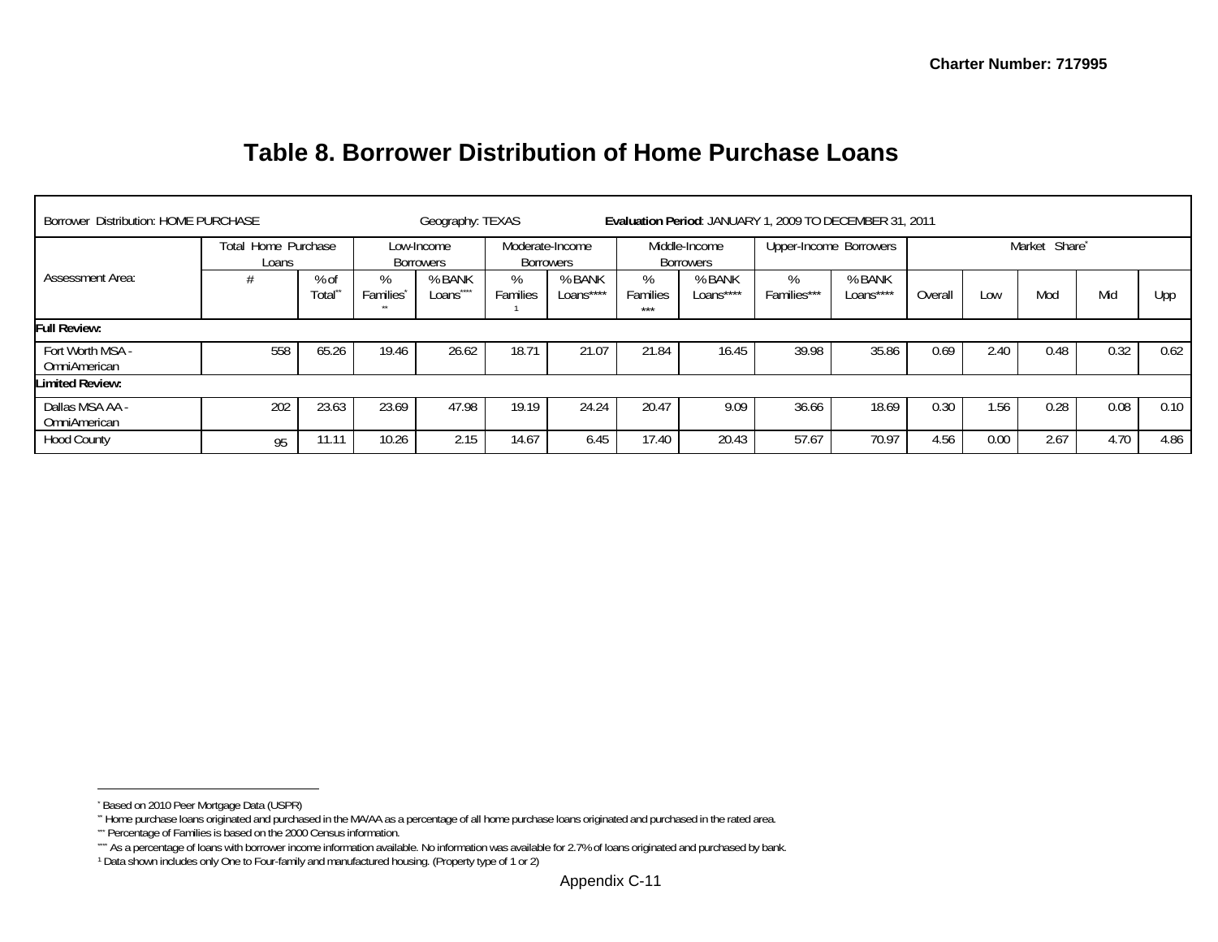Charter Number: 717995

# Table 8. Borrower Distribution of Home Purchase Loans

| Borrower Distribution: HOME PURCHASE | | | Geography: TEXAS | | | | **Evaluation Period**: JANUARY 1, 2009 TO DECEMBER 31, 2011 | | | | | | | | |
|---|---|---|---|---|---|---|---|---|---|---|---|---|---|---|---|
| Assessment Area: | Total Home Purchase Loans | | Low-Income Borrowers | | Moderate-Income Borrowers | | Middle-Income Borrowers | | Upper-Income Borrowers | | Market Share* | | | | |
| | # | % of Total** | % Families*** | % BANK Loans**** | % Families[1] | % BANK Loans**** | % Families*** | % BANK Loans**** | % Families*** | % BANK Loans**** | Overall | Low | Mod | Mid | Upp |
| **Full Review:** | | | | | | | | | | | | | | | |
| Fort Worth MSA - OmniAmerican | 558 | 65.26 | 19.46 | 26.62 | 18.71 | 21.07 | 21.84 | 16.45 | 39.98 | 35.86 | 0.69 | 2.40 | 0.48 | 0.32 | 0.62 |
| **Limited Review:** | | | | | | | | | | | | | | | |
| Dallas MSA AA - OmniAmerican | 202 | 23.63 | 23.69 | 47.98 | 19.19 | 24.24 | 20.47 | 9.09 | 36.66 | 18.69 | 0.30 | 1.56 | 0.28 | 0.08 | 0.10 |
| Hood County | 95 | 11.11 | 10.26 | 2.15 | 14.67 | 6.45 | 17.40 | 20.43 | 57.67 | 70.97 | 4.56 | 0.00 | 2.67 | 4.70 | 4.86 |

---

* Based on 2010 Peer Mortgage Data (USPR)

** Home purchase loans originated and purchased in the MA/AA as a percentage of all home purchase loans originated and purchased in the rated area.

*** Percentage of Families is based on the 2000 Census information.

**** As a percentage of loans with borrower income information available. No information was available for 2.7% of loans originated and purchased by bank.

[1] Data shown includes only One to Four-family and manufactured housing. (Property type of 1 or 2)

Appendix C-11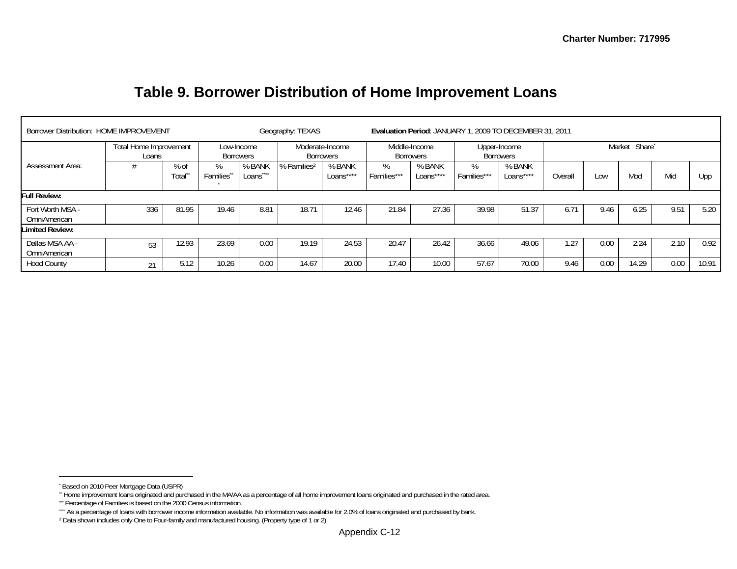Charter Number: 717995

# Table 9. Borrower Distribution of Home Improvement Loans

| Borrower Distribution: HOME IMPROVEMENT | | | Geography: TEXAS | | | | **Evaluation Period**: JANUARY 1, 2009 TO DECEMBER 31, 2011 | | | | | | | | |
|---|---|---|---|---|---|---|---|---|---|---|---|---|---|---|---|
| Assessment Area: | Total Home Improvement Loans | | Low-Income Borrowers | | Moderate-Income Borrowers | | Middle-Income Borrowers | | Upper-Income Borrowers | | Market Share* | | | | |
| | # | % of Total** | % Families*** | % BANK Loans**** | % Families[2] | % BANK Loans**** | % Families*** | % BANK Loans**** | % Families*** | % BANK Loans**** | Overall | Low | Mod | Mid | Upp |
| **Full Review:** | | | | | | | | | | | | | | | |
| Fort Worth MSA - OmniAmerican | 336 | 81.95 | 19.46 | 8.81 | 18.71 | 12.46 | 21.84 | 27.36 | 39.98 | 51.37 | 6.71 | 9.46 | 6.25 | 9.51 | 5.20 |
| **Limited Review:** | | | | | | | | | | | | | | | |
| Dallas MSA AA - OmniAmerican | 53 | 12.93 | 23.69 | 0.00 | 19.19 | 24.53 | 20.47 | 26.42 | 36.66 | 49.06 | 1.27 | 0.00 | 2.24 | 2.10 | 0.92 |
| Hood County | 21 | 5.12 | 10.26 | 0.00 | 14.67 | 20.00 | 17.40 | 10.00 | 57.67 | 70.00 | 9.46 | 0.00 | 14.29 | 0.00 | 10.91 |

* Based on 2010 Peer Mortgage Data (USPR)

** Home improvement loans originated and purchased in the MA/AA as a percentage of all home improvement loans originated and purchased in the rated area.

*** Percentage of Families is based on the 2000 Census information.

**** As a percentage of loans with borrower income information available. No information was available for 2.0% of loans originated and purchased by bank.

[2] Data shown includes only One to Four-family and manufactured housing. (Property type of 1 or 2)

Appendix C-12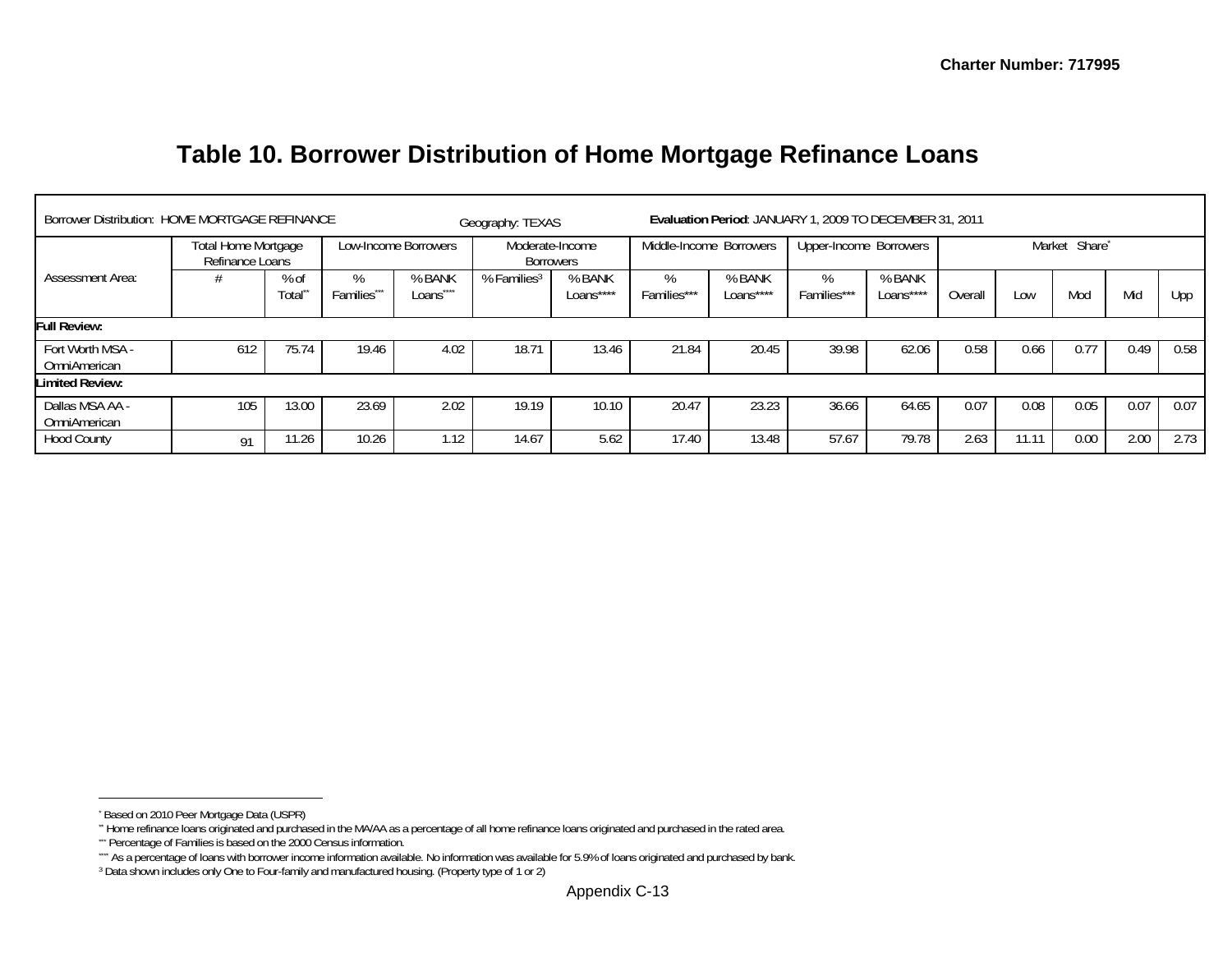Charter Number: 717995

# Table 10. Borrower Distribution of Home Mortgage Refinance Loans

Borrower Distribution: HOME MORTGAGE REFINANCE Geography: TEXAS **Evaluation Period**: JANUARY 1, 2009 TO DECEMBER 31, 2011

| Assessment Area: | Total Home Mortgage Refinance Loans | | Low-Income Borrowers | | Moderate-Income Borrowers | | Middle-Income Borrowers | | Upper-Income Borrowers | | Market Share* | | | | |
|---|---|---|---|---|---|---|---|---|---|---|---|---|---|---|---|
| | # | % of Total** | % Families*** | % BANK Loans**** | % Families3 | % BANK Loans**** | % Families*** | % BANK Loans**** | % Families*** | % BANK Loans**** | Overall | Low | Mod | Mid | Upp |
| **Full Review:** | | | | | | | | | | | | | | | |
| Fort Worth MSA - OmniAmerican | 612 | 75.74 | 19.46 | 4.02 | 18.71 | 13.46 | 21.84 | 20.45 | 39.98 | 62.06 | 0.58 | 0.66 | 0.77 | 0.49 | 0.58 |
| **Limited Review:** | | | | | | | | | | | | | | | |
| Dallas MSA AA - OmniAmerican | 105 | 13.00 | 23.69 | 2.02 | 19.19 | 10.10 | 20.47 | 23.23 | 36.66 | 64.65 | 0.07 | 0.08 | 0.05 | 0.07 | 0.07 |
| Hood County | 91 | 11.26 | 10.26 | 1.12 | 14.67 | 5.62 | 17.40 | 13.48 | 57.67 | 79.78 | 2.63 | 11.11 | 0.00 | 2.00 | 2.73 |

* Based on 2010 Peer Mortgage Data (USPR)
** Home refinance loans originated and purchased in the MA/AA as a percentage of all home refinance loans originated and purchased in the rated area.
*** Percentage of Families is based on the 2000 Census information.
**** As a percentage of loans with borrower income information available. No information was available for 5.9% of loans originated and purchased by bank.
3 Data shown includes only One to Four-family and manufactured housing. (Property type of 1 or 2)

Appendix C-13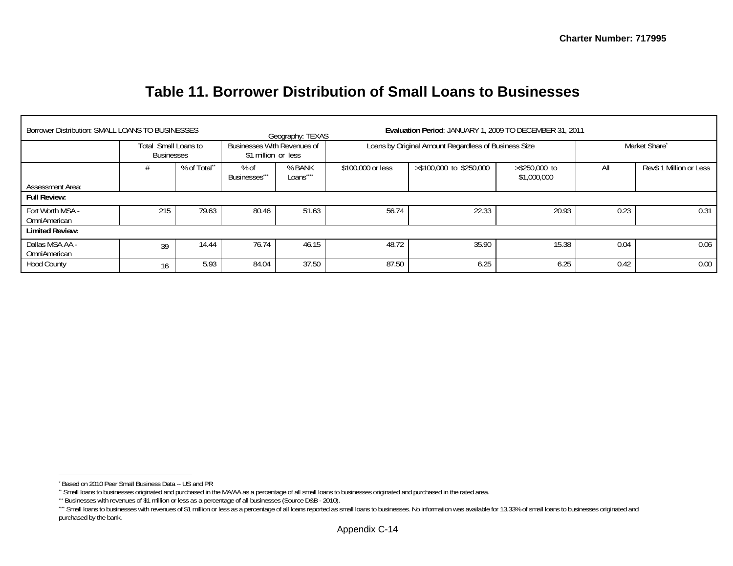Charter Number: 717995

# Table 11. Borrower Distribution of Small Loans to Businesses

| Borrower Distribution: SMALL LOANS TO BUSINESSES | Geography: TEXAS | | | | Evaluation Period: JANUARY 1, 2009 TO DECEMBER 31, 2011 | | | | |
|---|---|---|---|---|---|---|---|---|---|
| | Total Small Loans to Businesses | | Businesses With Revenues of $1 million or less | | Loans by Original Amount Regardless of Business Size | | | Market Share* | |
| Assessment Area: | # | % of Total** | % of Businesses*** | % BANK Loans**** | $100,000 or less | >$100,000 to $250,000 | >$250,000 to $1,000,000 | All | Rev$ 1 Million or Less |
| **Full Review:** | | | | | | | | | |
| Fort Worth MSA - OmniAmerican | 215 | 79.63 | 80.46 | 51.63 | 56.74 | 22.33 | 20.93 | 0.23 | 0.31 |
| **Limited Review:** | | | | | | | | | |
| Dallas MSA AA - OmniAmerican | 39 | 14.44 | 76.74 | 46.15 | 48.72 | 35.90 | 15.38 | 0.04 | 0.06 |
| Hood County | 16 | 5.93 | 84.04 | 37.50 | 87.50 | 6.25 | 6.25 | 0.42 | 0.00 |

\* Based on 2010 Peer Small Business Data -- US and PR

\** Small loans to businesses originated and purchased in the MA/AA as a percentage of all small loans to businesses originated and purchased in the rated area.

\*** Businesses with revenues of $1 million or less as a percentage of all businesses (Source D&B - 2010).

\**** Small loans to businesses with revenues of $1 million or less as a percentage of all loans reported as small loans to businesses. No information was available for 13.33% of small loans to businesses originated and purchased by the bank.

Appendix C-14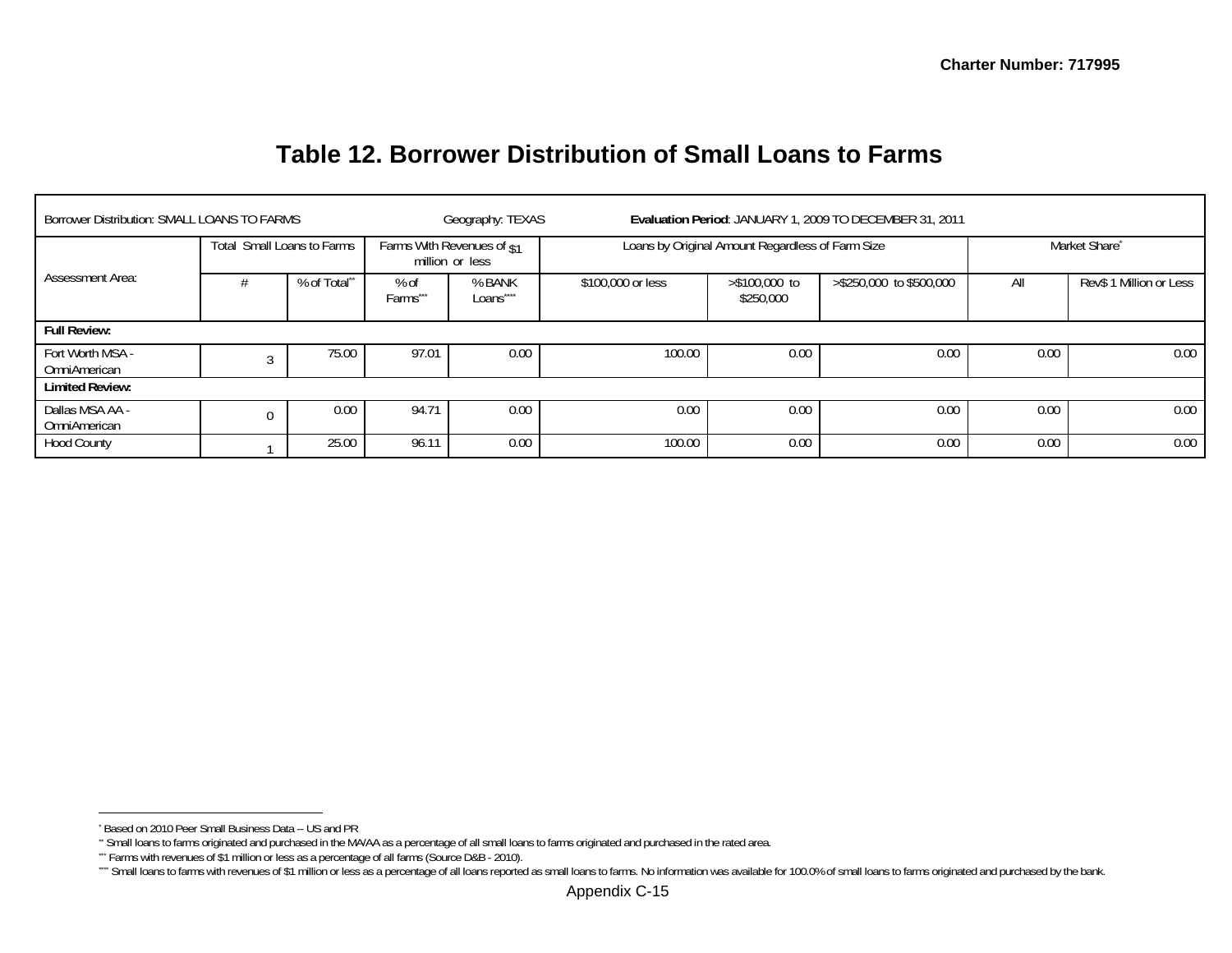Charter Number: 717995

# Table 12. Borrower Distribution of Small Loans to Farms

| Borrower Distribution: SMALL LOANS TO FARMS | | | Geography: TEXAS | | Evaluation Period: JANUARY 1, 2009 TO DECEMBER 31, 2011 | | | | |
|---|---|---|---|---|---|---|---|---|---|
| Assessment Area: | Total Small Loans to Farms | | Farms With Revenues of $1 million or less | | Loans by Original Amount Regardless of Farm Size | | | Market Share* | |
| | # | % of Total** | % of Farms*** | % BANK Loans**** | $100,000 or less | >$100,000 to $250,000 | >$250,000 to $500,000 | All | Rev$ 1 Million or Less |
| **Full Review:** | | | | | | | | | |
| Fort Worth MSA - OmniAmerican | 3 | 75.00 | 97.01 | 0.00 | 100.00 | 0.00 | 0.00 | 0.00 | 0.00 |
| **Limited Review:** | | | | | | | | | |
| Dallas MSA AA - OmniAmerican | 0 | 0.00 | 94.71 | 0.00 | 0.00 | 0.00 | 0.00 | 0.00 | 0.00 |
| Hood County | 1 | 25.00 | 96.11 | 0.00 | 100.00 | 0.00 | 0.00 | 0.00 | 0.00 |

* Based on 2010 Peer Small Business Data -- US and PR
** Small loans to farms originated and purchased in the MA/AA as a percentage of all small loans to farms originated and purchased in the rated area.
*** Farms with revenues of $1 million or less as a percentage of all farms (Source D&B - 2010).
**** Small loans to farms with revenues of $1 million or less as a percentage of all loans reported as small loans to farms. No information was available for 100.0% of small loans to farms originated and purchased by the bank.

Appendix C-15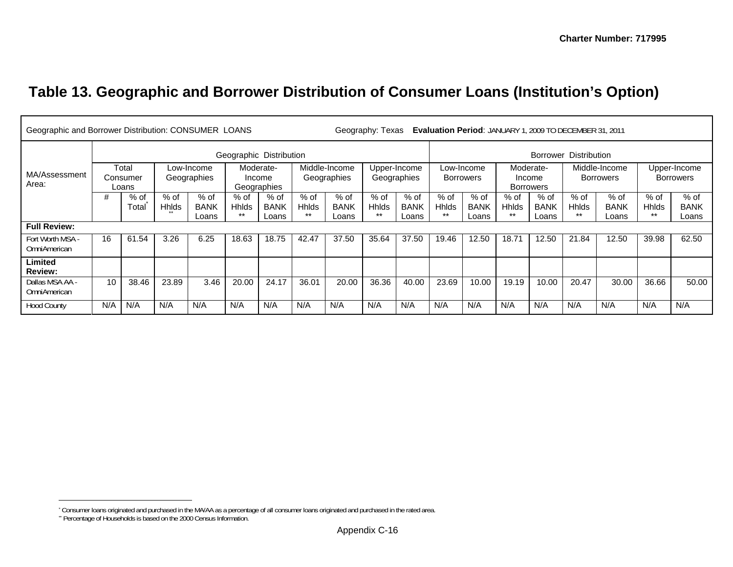**Charter Number: 717995**

# Table 13. Geographic and Borrower Distribution of Consumer Loans (Institution's Option)

Geographic and Borrower Distribution: CONSUMER LOANS    Geography: Texas    **Evaluation Period**: JANUARY 1, 2009 TO DECEMBER 31, 2011

| MA/Assessment Area: | Geographic Distribution | | | | | | | | | | Borrower Distribution | | | | | | | |
|---|---|---|---|---|---|---|---|---|---|---|---|---|---|---|---|---|---|---|
| | Total Consumer Loans | | Low-Income Geographies | | Moderate-Income Geographies | | Middle-Income Geographies | | Upper-Income Geographies | | Low-Income Borrowers | | Moderate-Income Borrowers | | Middle-Income Borrowers | | Upper-Income Borrowers | |
| | # | % of Total* | % of Hhlds** | % of BANK Loans | % of Hhlds ** | % of BANK Loans | % of Hhlds ** | % of BANK Loans | % of Hhlds ** | % of BANK Loans | % of Hhlds ** | % of BANK Loans | % of Hhlds ** | % of BANK Loans | % of Hhlds ** | % of BANK Loans | % of Hhlds ** | % of BANK Loans |
| **Full Review:** | | | | | | | | | | | | | | | | | | |
| Fort Worth MSA - OmniAmerican | 16 | 61.54 | 3.26 | 6.25 | 18.63 | 18.75 | 42.47 | 37.50 | 35.64 | 37.50 | 19.46 | 12.50 | 18.71 | 12.50 | 21.84 | 12.50 | 39.98 | 62.50 |
| **Limited Review:** | | | | | | | | | | | | | | | | | | |
| Dallas MSA AA - OmniAmerican | 10 | 38.46 | 23.89 | 3.46 | 20.00 | 24.17 | 36.01 | 20.00 | 36.36 | 40.00 | 23.69 | 10.00 | 19.19 | 10.00 | 20.47 | 30.00 | 36.66 | 50.00 |
| Hood County | N/A | N/A | N/A | N/A | N/A | N/A | N/A | N/A | N/A | N/A | N/A | N/A | N/A | N/A | N/A | N/A | N/A | N/A |

\* Consumer loans originated and purchased in the MA/AA as a percentage of all consumer loans originated and purchased in the rated area.

\*\* Percentage of Households is based on the 2000 Census Information.

Appendix C-16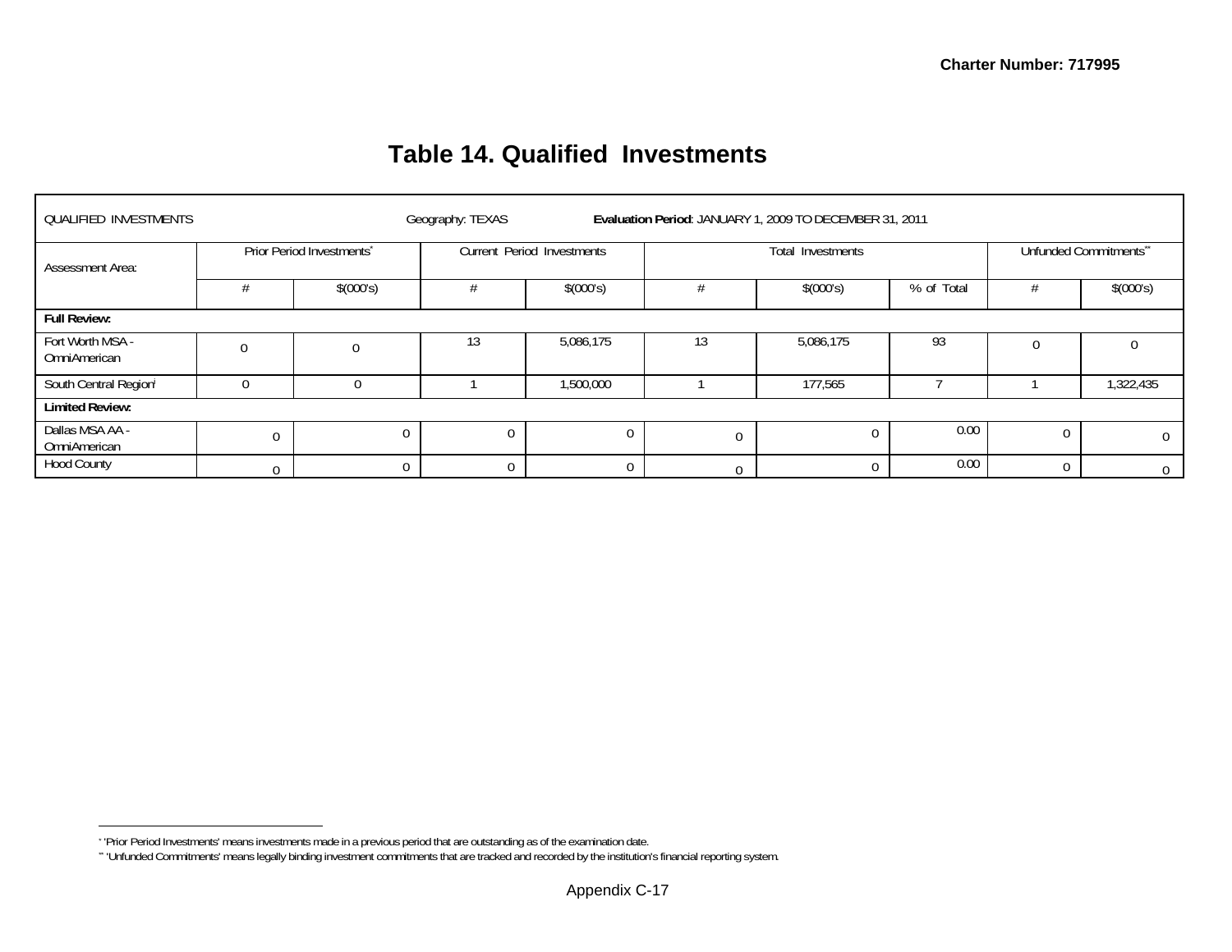Charter Number: 717995

# Table 14. Qualified Investments

QUALIFIED INVESTMENTS Geography: TEXAS **Evaluation Period**: JANUARY 1, 2009 TO DECEMBER 31, 2011

| Assessment Area: | Prior Period Investments* | | Current Period Investments | | Total Investments | | | Unfunded Commitments** | |
|---|---|---|---|---|---|---|---|---|---|
| | # | $(000's) | # | $(000's) | # | $(000's) | % of Total | # | $(000's) |
| **Full Review:** | | | | | | | | | |
| Fort Worth MSA - OmniAmerican | 0 | 0 | 13 | 5,086,175 | 13 | 5,086,175 | 93 | 0 | 0 |
| South Central Region[i] | 0 | 0 | 1 | 1,500,000 | 1 | 177,565 | 7 | 1 | 1,322,435 |
| **Limited Review:** | | | | | | | | | |
| Dallas MSA AA - OmniAmerican | 0 | 0 | 0 | 0 | 0 | 0 | 0.00 | 0 | 0 |
| Hood County | 0 | 0 | 0 | 0 | 0 | 0 | 0.00 | 0 | 0 |

* 'Prior Period Investments' means investments made in a previous period that are outstanding as of the examination date.
** 'Unfunded Commitments' means legally binding investment commitments that are tracked and recorded by the institution's financial reporting system.

Appendix C-17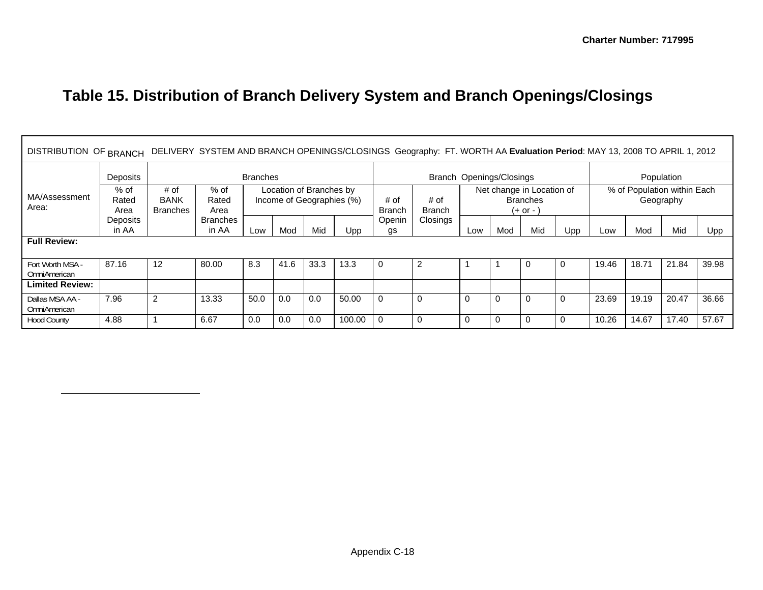# Table 15. Distribution of Branch Delivery System and Branch Openings/Closings

DISTRIBUTION OF BRANCH DELIVERY SYSTEM AND BRANCH OPENINGS/CLOSINGS Geography: FT. WORTH AA **Evaluation Period**: MAY 13, 2008 TO APRIL 1, 2012

| MA/Assessment Area: | Deposits | Branches | | | | | | Branch Openings/Closings | | | | | | Population | | | |
|---|---|---|---|---|---|---|---|---|---|---|---|---|---|---|---|---|---|
| | % of Rated Area Deposits in AA | # of BANK Branches | % of Rated Area Branches in AA | Location of Branches by Income of Geographies (%) | | | | # of Branch Openings | # of Branch Closings | Net change in Location of Branches (+ or - ) | | | | % of Population within Each Geography | | | |
| | | | | Low | Mod | Mid | Upp | | | Low | Mod | Mid | Upp | Low | Mod | Mid | Upp |
| **Full Review:** | | | | | | | | | | | | | | | | | |
| Fort Worth MSA - OmniAmerican | 87.16 | 12 | 80.00 | 8.3 | 41.6 | 33.3 | 13.3 | 0 | 2 | 1 | 1 | 0 | 0 | 19.46 | 18.71 | 21.84 | 39.98 |
| **Limited Review:** | | | | | | | | | | | | | | | | | |
| Dallas MSA AA - OmniAmerican | 7.96 | 2 | 13.33 | 50.0 | 0.0 | 0.0 | 50.00 | 0 | 0 | 0 | 0 | 0 | 0 | 23.69 | 19.19 | 20.47 | 36.66 |
| Hood County | 4.88 | 1 | 6.67 | 0.0 | 0.0 | 0.0 | 100.00 | 0 | 0 | 0 | 0 | 0 | 0 | 10.26 | 14.67 | 17.40 | 57.67 |